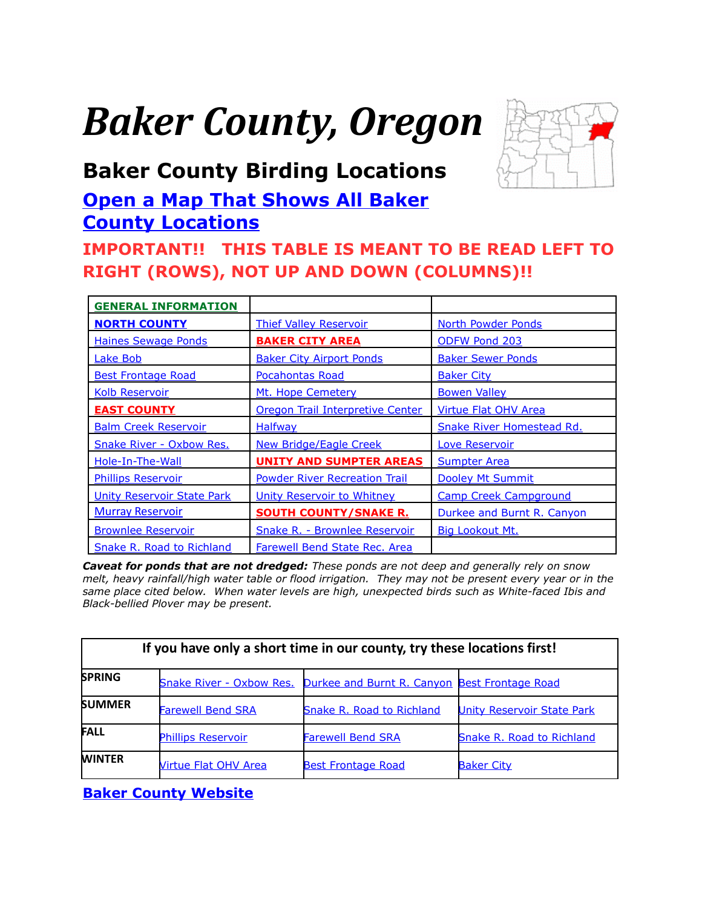# *Baker County, Oregon*

## Baker County Birding Locations

### Open a Map That Shows All Baker County Locations

**IMPORTANT!! THIS TABLE IS MEANT TO BE READ LEFT TO RIGHT (ROWS), NOT UP AND DOWN (COLUMNS)!!**

| GENERAL INFORMATION | | |
|---|---|---|
| **NORTH COUNTY** | Thief Valley Reservoir | North Powder Ponds |
| Haines Sewage Ponds | **BAKER CITY AREA** | ODFW Pond 203 |
| Lake Bob | Baker City Airport Ponds | Baker Sewer Ponds |
| Best Frontage Road | Pocahontas Road | Baker City |
| Kolb Reservoir | Mt. Hope Cemetery | Bowen Valley |
| **EAST COUNTY** | Oregon Trail Interpretive Center | Virtue Flat OHV Area |
| Balm Creek Reservoir | Halfway | Snake River Homestead Rd. |
| Snake River - Oxbow Res. | New Bridge/Eagle Creek | Love Reservoir |
| Hole-In-The-Wall | **UNITY AND SUMPTER AREAS** | Sumpter Area |
| Phillips Reservoir | Powder River Recreation Trail | Dooley Mt Summit |
| Unity Reservoir State Park | Unity Reservoir to Whitney | Camp Creek Campground |
| Murray Reservoir | **SOUTH COUNTY/SNAKE R.** | Durkee and Burnt R. Canyon |
| Brownlee Reservoir | Snake R. - Brownlee Reservoir | Big Lookout Mt. |
| Snake R. Road to Richland | Farewell Bend State Rec. Area | |

***Caveat for ponds that are not dredged:*** *These ponds are not deep and generally rely on snow melt, heavy rainfall/high water table or flood irrigation. They may not be present every year or in the same place cited below. When water levels are high, unexpected birds such as White-faced Ibis and Black-bellied Plover may be present.*

| If you have only a short time in our county, try these locations first! | | | |
|---|---|---|---|
| **SPRING** | Snake River - Oxbow Res. | Durkee and Burnt R. Canyon | Best Frontage Road |
| **SUMMER** | Farewell Bend SRA | Snake R. Road to Richland | Unity Reservoir State Park |
| **FALL** | Phillips Reservoir | Farewell Bend SRA | Snake R. Road to Richland |
| **WINTER** | Virtue Flat OHV Area | Best Frontage Road | Baker City |

**Baker County Website**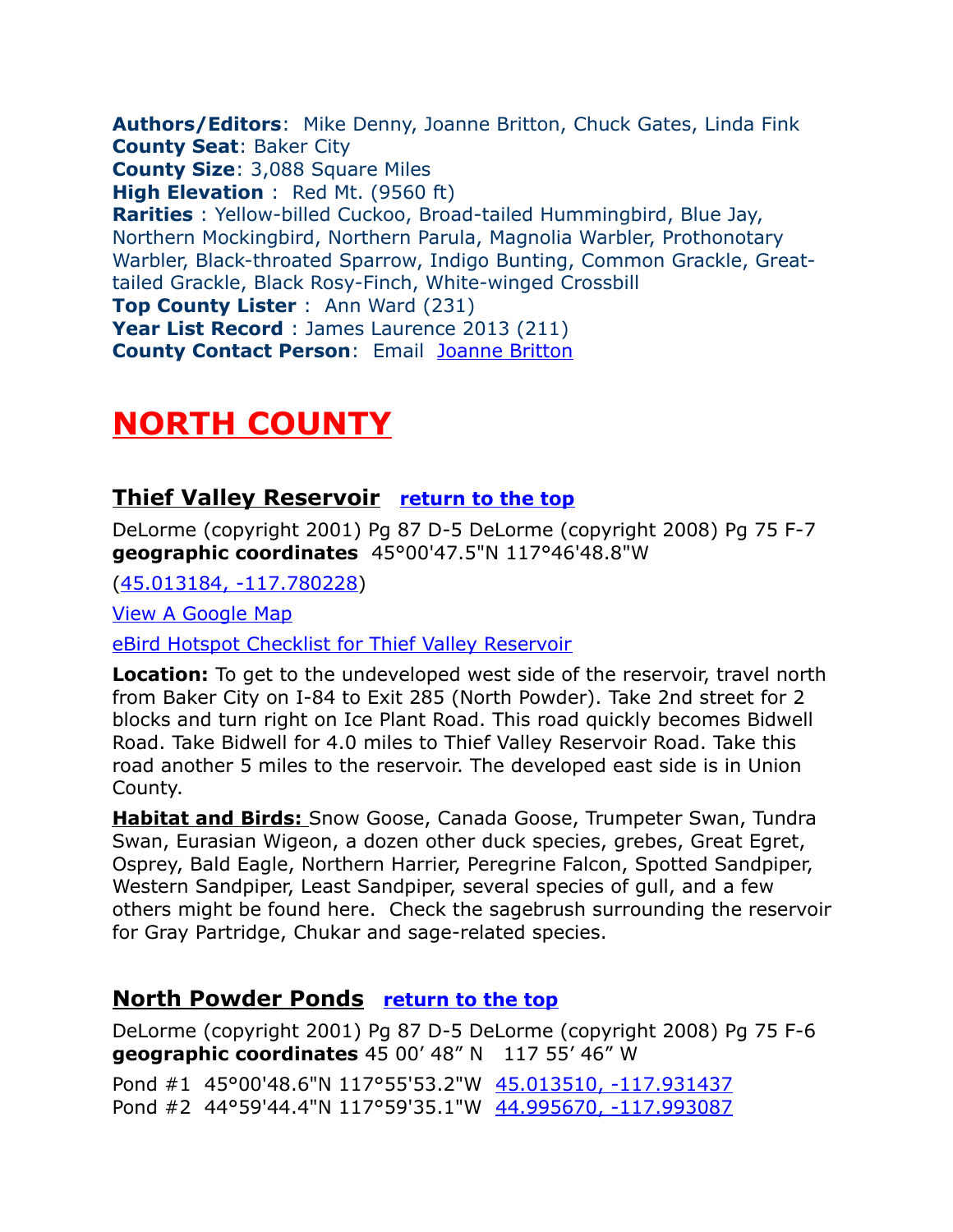**Authors/Editors**: Mike Denny, Joanne Britton, Chuck Gates, Linda Fink
**County Seat**: Baker City
**County Size**: 3,088 Square Miles
**High Elevation** : Red Mt. (9560 ft)
**Rarities** : Yellow-billed Cuckoo, Broad-tailed Hummingbird, Blue Jay, Northern Mockingbird, Northern Parula, Magnolia Warbler, Prothonotary Warbler, Black-throated Sparrow, Indigo Bunting, Common Grackle, Great-tailed Grackle, Black Rosy-Finch, White-winged Crossbill
**Top County Lister** : Ann Ward (231)
**Year List Record** : James Laurence 2013 (211)
**County Contact Person**: Email Joanne Britton

# NORTH COUNTY

## Thief Valley Reservoir return to the top

DeLorme (copyright 2001) Pg 87 D-5 DeLorme (copyright 2008) Pg 75 F-7
**geographic coordinates** 45°00'47.5"N 117°46'48.8"W

(45.013184, -117.780228)

View A Google Map

eBird Hotspot Checklist for Thief Valley Reservoir

**Location:** To get to the undeveloped west side of the reservoir, travel north from Baker City on I-84 to Exit 285 (North Powder). Take 2nd street for 2 blocks and turn right on Ice Plant Road. This road quickly becomes Bidwell Road. Take Bidwell for 4.0 miles to Thief Valley Reservoir Road. Take this road another 5 miles to the reservoir. The developed east side is in Union County.

**Habitat and Birds:** Snow Goose, Canada Goose, Trumpeter Swan, Tundra Swan, Eurasian Wigeon, a dozen other duck species, grebes, Great Egret, Osprey, Bald Eagle, Northern Harrier, Peregrine Falcon, Spotted Sandpiper, Western Sandpiper, Least Sandpiper, several species of gull, and a few others might be found here. Check the sagebrush surrounding the reservoir for Gray Partridge, Chukar and sage-related species.

## North Powder Ponds return to the top

DeLorme (copyright 2001) Pg 87 D-5 DeLorme (copyright 2008) Pg 75 F-6
**geographic coordinates** 45 00' 48" N 117 55' 46" W

Pond #1 45°00'48.6"N 117°55'53.2"W 45.013510, -117.931437
Pond #2 44°59'44.4"N 117°59'35.1"W 44.995670, -117.993087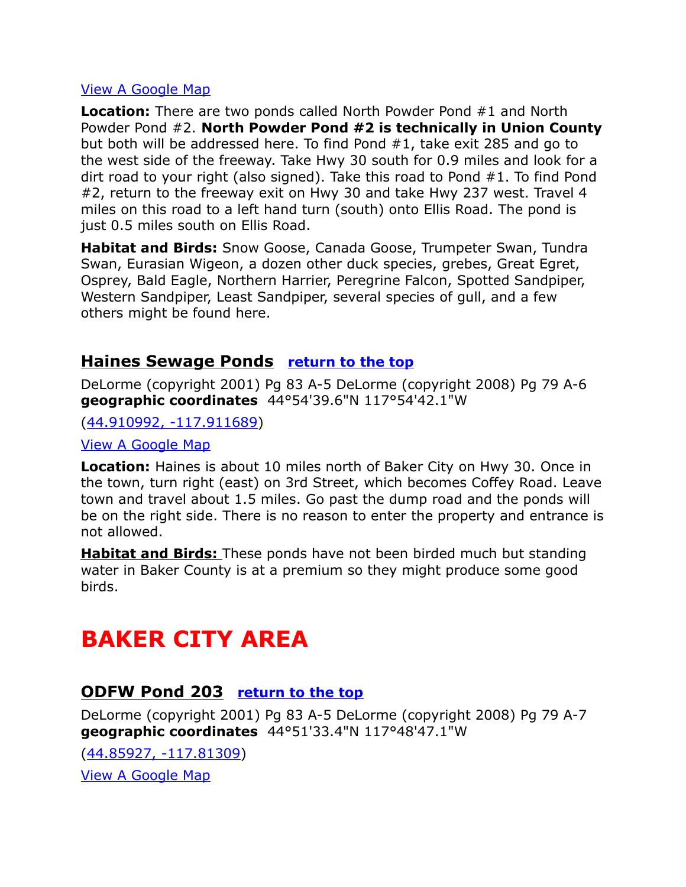[View A Google Map]

**Location:** There are two ponds called North Powder Pond #1 and North Powder Pond #2. **North Powder Pond #2 is technically in Union County** but both will be addressed here. To find Pond #1, take exit 285 and go to the west side of the freeway. Take Hwy 30 south for 0.9 miles and look for a dirt road to your right (also signed). Take this road to Pond #1. To find Pond #2, return to the freeway exit on Hwy 30 and take Hwy 237 west. Travel 4 miles on this road to a left hand turn (south) onto Ellis Road. The pond is just 0.5 miles south on Ellis Road.

**Habitat and Birds:** Snow Goose, Canada Goose, Trumpeter Swan, Tundra Swan, Eurasian Wigeon, a dozen other duck species, grebes, Great Egret, Osprey, Bald Eagle, Northern Harrier, Peregrine Falcon, Spotted Sandpiper, Western Sandpiper, Least Sandpiper, several species of gull, and a few others might be found here.

## Haines Sewage Ponds [return to the top]

DeLorme (copyright 2001) Pg 83 A-5 DeLorme (copyright 2008) Pg 79 A-6
**geographic coordinates** 44°54'39.6"N 117°54'42.1"W

(44.910992, -117.911689)

[View A Google Map]

**Location:** Haines is about 10 miles north of Baker City on Hwy 30. Once in the town, turn right (east) on 3rd Street, which becomes Coffey Road. Leave town and travel about 1.5 miles. Go past the dump road and the ponds will be on the right side. There is no reason to enter the property and entrance is not allowed.

**Habitat and Birds:** These ponds have not been birded much but standing water in Baker County is at a premium so they might produce some good birds.

# BAKER CITY AREA

## ODFW Pond 203 [return to the top]

DeLorme (copyright 2001) Pg 83 A-5 DeLorme (copyright 2008) Pg 79 A-7
**geographic coordinates** 44°51'33.4"N 117°48'47.1"W

(44.85927, -117.81309)

[View A Google Map]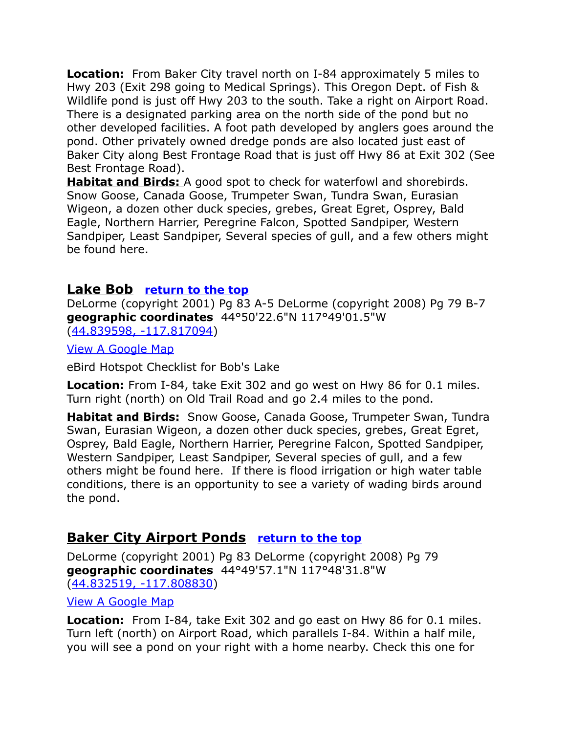**Location:** From Baker City travel north on I-84 approximately 5 miles to Hwy 203 (Exit 298 going to Medical Springs). This Oregon Dept. of Fish & Wildlife pond is just off Hwy 203 to the south. Take a right on Airport Road. There is a designated parking area on the north side of the pond but no other developed facilities. A foot path developed by anglers goes around the pond. Other privately owned dredge ponds are also located just east of Baker City along Best Frontage Road that is just off Hwy 86 at Exit 302 (See Best Frontage Road).

**Habitat and Birds:** A good spot to check for waterfowl and shorebirds. Snow Goose, Canada Goose, Trumpeter Swan, Tundra Swan, Eurasian Wigeon, a dozen other duck species, grebes, Great Egret, Osprey, Bald Eagle, Northern Harrier, Peregrine Falcon, Spotted Sandpiper, Western Sandpiper, Least Sandpiper, Several species of gull, and a few others might be found here.

## Lake Bob [return to the top]

DeLorme (copyright 2001) Pg 83 A-5 DeLorme (copyright 2008) Pg 79 B-7
**geographic coordinates** 44°50'22.6"N 117°49'01.5"W
(44.839598, -117.817094)

View A Google Map

eBird Hotspot Checklist for Bob's Lake

**Location:** From I-84, take Exit 302 and go west on Hwy 86 for 0.1 miles. Turn right (north) on Old Trail Road and go 2.4 miles to the pond.

**Habitat and Birds:** Snow Goose, Canada Goose, Trumpeter Swan, Tundra Swan, Eurasian Wigeon, a dozen other duck species, grebes, Great Egret, Osprey, Bald Eagle, Northern Harrier, Peregrine Falcon, Spotted Sandpiper, Western Sandpiper, Least Sandpiper, Several species of gull, and a few others might be found here. If there is flood irrigation or high water table conditions, there is an opportunity to see a variety of wading birds around the pond.

## Baker City Airport Ponds [return to the top]

DeLorme (copyright 2001) Pg 83 DeLorme (copyright 2008) Pg 79
**geographic coordinates** 44°49'57.1"N 117°48'31.8"W
(44.832519, -117.808830)

View A Google Map

**Location:** From I-84, take Exit 302 and go east on Hwy 86 for 0.1 miles. Turn left (north) on Airport Road, which parallels I-84. Within a half mile, you will see a pond on your right with a home nearby. Check this one for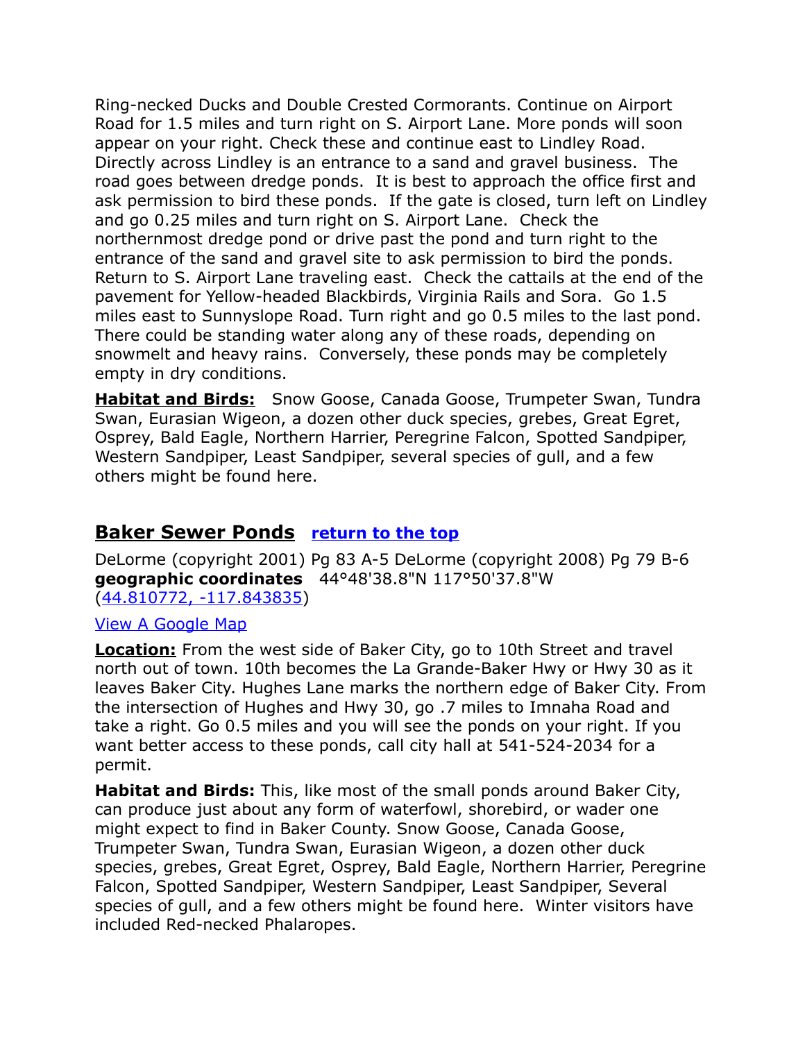Ring-necked Ducks and Double Crested Cormorants. Continue on Airport Road for 1.5 miles and turn right on S. Airport Lane. More ponds will soon appear on your right. Check these and continue east to Lindley Road. Directly across Lindley is an entrance to a sand and gravel business. The road goes between dredge ponds. It is best to approach the office first and ask permission to bird these ponds. If the gate is closed, turn left on Lindley and go 0.25 miles and turn right on S. Airport Lane. Check the northernmost dredge pond or drive past the pond and turn right to the entrance of the sand and gravel site to ask permission to bird the ponds. Return to S. Airport Lane traveling east. Check the cattails at the end of the pavement for Yellow-headed Blackbirds, Virginia Rails and Sora. Go 1.5 miles east to Sunnyslope Road. Turn right and go 0.5 miles to the last pond. There could be standing water along any of these roads, depending on snowmelt and heavy rains. Conversely, these ponds may be completely empty in dry conditions.

**Habitat and Birds:** Snow Goose, Canada Goose, Trumpeter Swan, Tundra Swan, Eurasian Wigeon, a dozen other duck species, grebes, Great Egret, Osprey, Bald Eagle, Northern Harrier, Peregrine Falcon, Spotted Sandpiper, Western Sandpiper, Least Sandpiper, several species of gull, and a few others might be found here.

## Baker Sewer Ponds [return to the top]

DeLorme (copyright 2001) Pg 83 A-5 DeLorme (copyright 2008) Pg 79 B-6
**geographic coordinates** 44°48'38.8"N 117°50'37.8"W
(44.810772, -117.843835)

View A Google Map

**Location:** From the west side of Baker City, go to 10th Street and travel north out of town. 10th becomes the La Grande-Baker Hwy or Hwy 30 as it leaves Baker City. Hughes Lane marks the northern edge of Baker City. From the intersection of Hughes and Hwy 30, go .7 miles to Imnaha Road and take a right. Go 0.5 miles and you will see the ponds on your right. If you want better access to these ponds, call city hall at 541-524-2034 for a permit.

**Habitat and Birds:** This, like most of the small ponds around Baker City, can produce just about any form of waterfowl, shorebird, or wader one might expect to find in Baker County. Snow Goose, Canada Goose, Trumpeter Swan, Tundra Swan, Eurasian Wigeon, a dozen other duck species, grebes, Great Egret, Osprey, Bald Eagle, Northern Harrier, Peregrine Falcon, Spotted Sandpiper, Western Sandpiper, Least Sandpiper, Several species of gull, and a few others might be found here. Winter visitors have included Red-necked Phalaropes.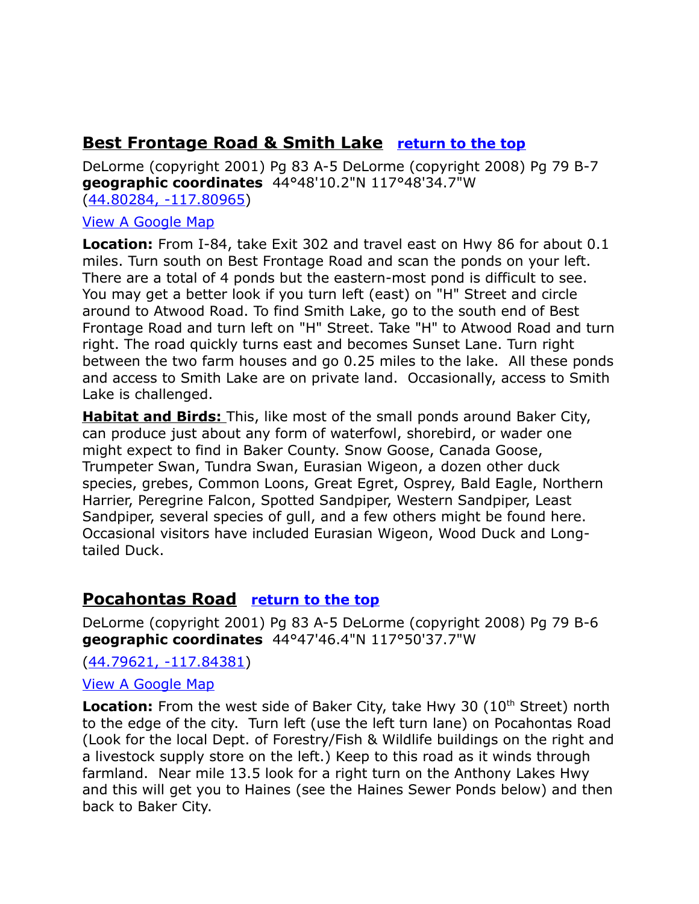## Best Frontage Road & Smith Lake [return to the top]

DeLorme (copyright 2001) Pg 83 A-5 DeLorme (copyright 2008) Pg 79 B-7
**geographic coordinates** 44°48'10.2"N 117°48'34.7"W
(44.80284, -117.80965)

View A Google Map

**Location:** From I-84, take Exit 302 and travel east on Hwy 86 for about 0.1 miles. Turn south on Best Frontage Road and scan the ponds on your left. There are a total of 4 ponds but the eastern-most pond is difficult to see. You may get a better look if you turn left (east) on "H" Street and circle around to Atwood Road. To find Smith Lake, go to the south end of Best Frontage Road and turn left on "H" Street. Take "H" to Atwood Road and turn right. The road quickly turns east and becomes Sunset Lane. Turn right between the two farm houses and go 0.25 miles to the lake. All these ponds and access to Smith Lake are on private land. Occasionally, access to Smith Lake is challenged.

**Habitat and Birds:** This, like most of the small ponds around Baker City, can produce just about any form of waterfowl, shorebird, or wader one might expect to find in Baker County. Snow Goose, Canada Goose, Trumpeter Swan, Tundra Swan, Eurasian Wigeon, a dozen other duck species, grebes, Common Loons, Great Egret, Osprey, Bald Eagle, Northern Harrier, Peregrine Falcon, Spotted Sandpiper, Western Sandpiper, Least Sandpiper, several species of gull, and a few others might be found here. Occasional visitors have included Eurasian Wigeon, Wood Duck and Long-tailed Duck.

## Pocahontas Road [return to the top]

DeLorme (copyright 2001) Pg 83 A-5 DeLorme (copyright 2008) Pg 79 B-6
**geographic coordinates** 44°47'46.4"N 117°50'37.7"W

(44.79621, -117.84381)

View A Google Map

**Location:** From the west side of Baker City, take Hwy 30 (10th Street) north to the edge of the city. Turn left (use the left turn lane) on Pocahontas Road (Look for the local Dept. of Forestry/Fish & Wildlife buildings on the right and a livestock supply store on the left.) Keep to this road as it winds through farmland. Near mile 13.5 look for a right turn on the Anthony Lakes Hwy and this will get you to Haines (see the Haines Sewer Ponds below) and then back to Baker City.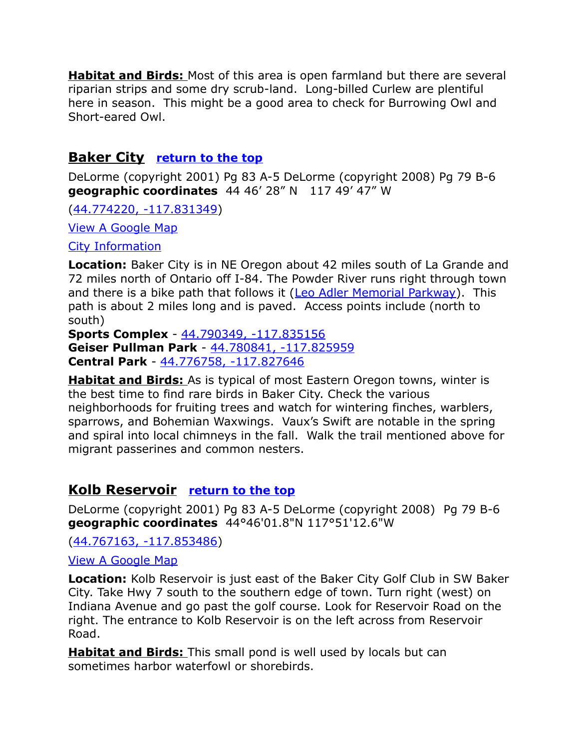**Habitat and Birds:** Most of this area is open farmland but there are several riparian strips and some dry scrub-land. Long-billed Curlew are plentiful here in season. This might be a good area to check for Burrowing Owl and Short-eared Owl.

## Baker City [return to the top]

DeLorme (copyright 2001) Pg 83 A-5 DeLorme (copyright 2008) Pg 79 B-6
**geographic coordinates** 44 46' 28" N 117 49' 47" W

(44.774220, -117.831349)

View A Google Map

City Information

**Location:** Baker City is in NE Oregon about 42 miles south of La Grande and 72 miles north of Ontario off I-84. The Powder River runs right through town and there is a bike path that follows it (Leo Adler Memorial Parkway). This path is about 2 miles long and is paved. Access points include (north to south)

**Sports Complex** - 44.790349, -117.835156
**Geiser Pullman Park** - 44.780841, -117.825959
**Central Park** - 44.776758, -117.827646

**Habitat and Birds:** As is typical of most Eastern Oregon towns, winter is the best time to find rare birds in Baker City. Check the various neighborhoods for fruiting trees and watch for wintering finches, warblers, sparrows, and Bohemian Waxwings. Vaux's Swift are notable in the spring and spiral into local chimneys in the fall. Walk the trail mentioned above for migrant passerines and common nesters.

## Kolb Reservoir [return to the top]

DeLorme (copyright 2001) Pg 83 A-5 DeLorme (copyright 2008) Pg 79 B-6
**geographic coordinates** 44°46'01.8"N 117°51'12.6"W

(44.767163, -117.853486)

View A Google Map

**Location:** Kolb Reservoir is just east of the Baker City Golf Club in SW Baker City. Take Hwy 7 south to the southern edge of town. Turn right (west) on Indiana Avenue and go past the golf course. Look for Reservoir Road on the right. The entrance to Kolb Reservoir is on the left across from Reservoir Road.

**Habitat and Birds:** This small pond is well used by locals but can sometimes harbor waterfowl or shorebirds.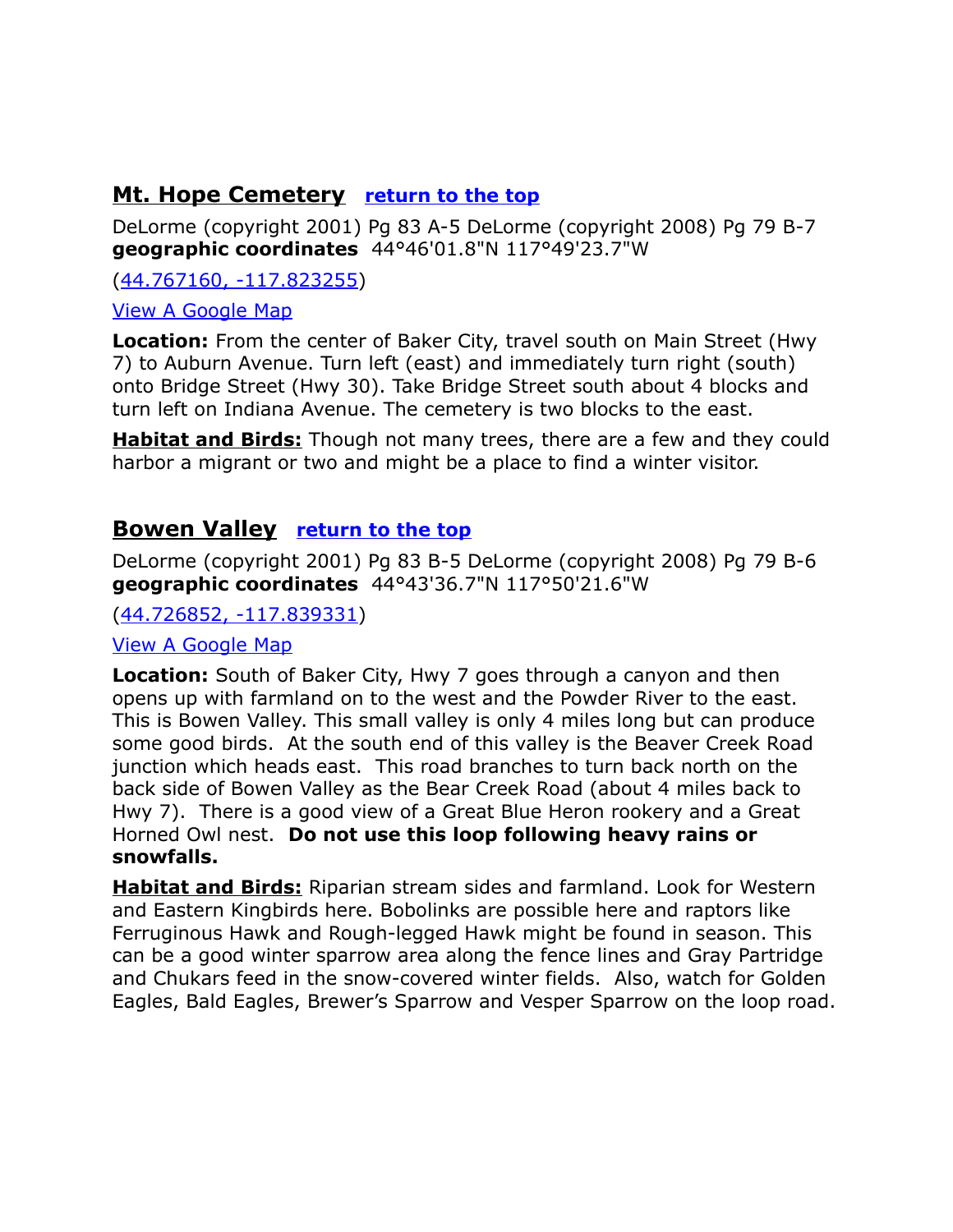## Mt. Hope Cemetery [return to the top]

DeLorme (copyright 2001) Pg 83 A-5 DeLorme (copyright 2008) Pg 79 B-7
**geographic coordinates** 44°46'01.8"N 117°49'23.7"W

([44.767160, -117.823255])

[View A Google Map]

**Location:** From the center of Baker City, travel south on Main Street (Hwy 7) to Auburn Avenue. Turn left (east) and immediately turn right (south) onto Bridge Street (Hwy 30). Take Bridge Street south about 4 blocks and turn left on Indiana Avenue. The cemetery is two blocks to the east.

**Habitat and Birds:** Though not many trees, there are a few and they could harbor a migrant or two and might be a place to find a winter visitor.

## Bowen Valley [return to the top]

DeLorme (copyright 2001) Pg 83 B-5 DeLorme (copyright 2008) Pg 79 B-6
**geographic coordinates** 44°43'36.7"N 117°50'21.6"W

([44.726852, -117.839331])

[View A Google Map]

**Location:** South of Baker City, Hwy 7 goes through a canyon and then opens up with farmland on to the west and the Powder River to the east. This is Bowen Valley. This small valley is only 4 miles long but can produce some good birds. At the south end of this valley is the Beaver Creek Road junction which heads east. This road branches to turn back north on the back side of Bowen Valley as the Bear Creek Road (about 4 miles back to Hwy 7). There is a good view of a Great Blue Heron rookery and a Great Horned Owl nest. **Do not use this loop following heavy rains or snowfalls.**

**Habitat and Birds:** Riparian stream sides and farmland. Look for Western and Eastern Kingbirds here. Bobolinks are possible here and raptors like Ferruginous Hawk and Rough-legged Hawk might be found in season. This can be a good winter sparrow area along the fence lines and Gray Partridge and Chukars feed in the snow-covered winter fields. Also, watch for Golden Eagles, Bald Eagles, Brewer's Sparrow and Vesper Sparrow on the loop road.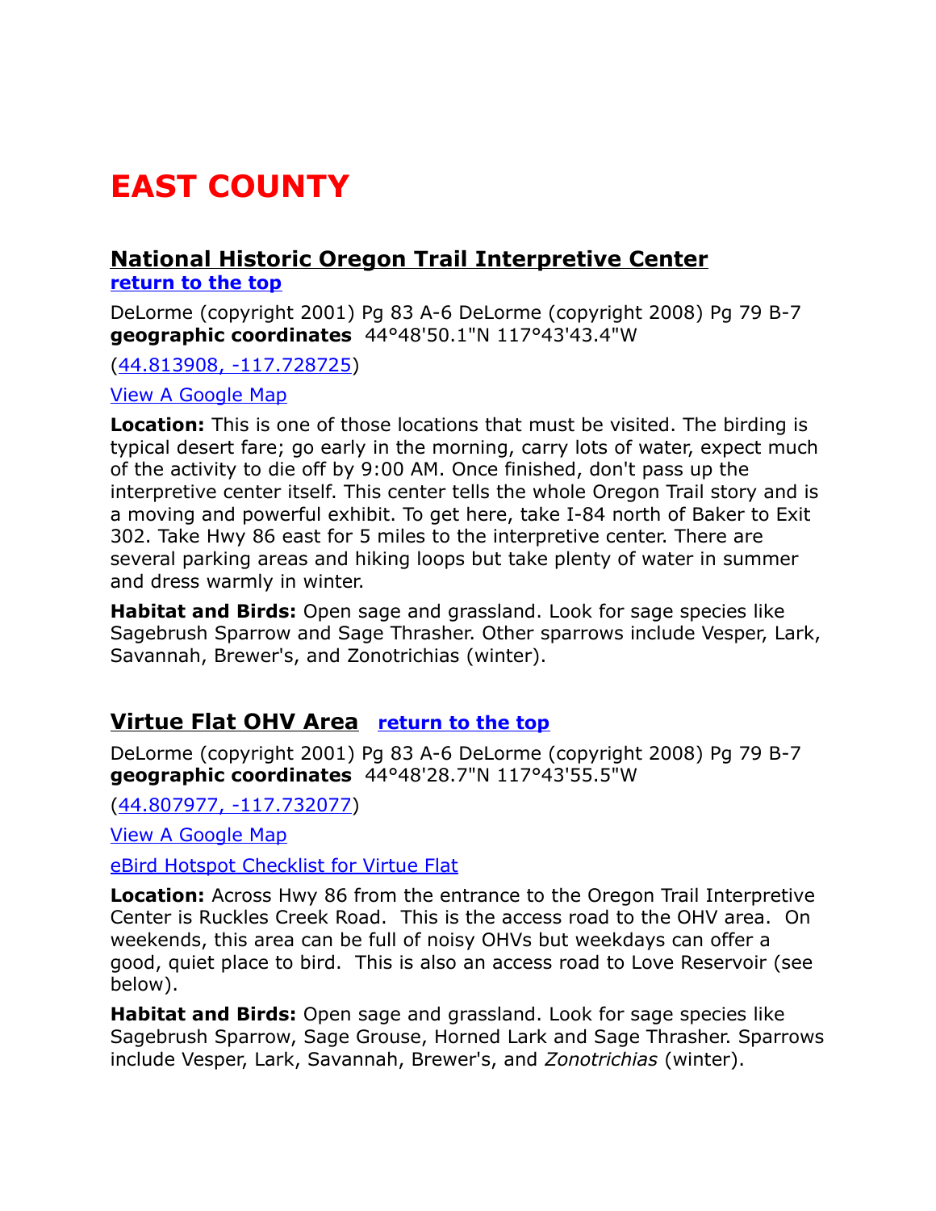# EAST COUNTY

## National Historic Oregon Trail Interpretive Center

[return to the top]

DeLorme (copyright 2001) Pg 83 A-6 DeLorme (copyright 2008) Pg 79 B-7
**geographic coordinates** 44°48'50.1"N 117°43'43.4"W

(44.813908, -117.728725)

View A Google Map

**Location:** This is one of those locations that must be visited. The birding is typical desert fare; go early in the morning, carry lots of water, expect much of the activity to die off by 9:00 AM. Once finished, don't pass up the interpretive center itself. This center tells the whole Oregon Trail story and is a moving and powerful exhibit. To get here, take I-84 north of Baker to Exit 302. Take Hwy 86 east for 5 miles to the interpretive center. There are several parking areas and hiking loops but take plenty of water in summer and dress warmly in winter.

**Habitat and Birds:** Open sage and grassland. Look for sage species like Sagebrush Sparrow and Sage Thrasher. Other sparrows include Vesper, Lark, Savannah, Brewer's, and Zonotrichias (winter).

## Virtue Flat OHV Area [return to the top]

DeLorme (copyright 2001) Pg 83 A-6 DeLorme (copyright 2008) Pg 79 B-7
**geographic coordinates** 44°48'28.7"N 117°43'55.5"W

(44.807977, -117.732077)

View A Google Map

eBird Hotspot Checklist for Virtue Flat

**Location:** Across Hwy 86 from the entrance to the Oregon Trail Interpretive Center is Ruckles Creek Road. This is the access road to the OHV area. On weekends, this area can be full of noisy OHVs but weekdays can offer a good, quiet place to bird. This is also an access road to Love Reservoir (see below).

**Habitat and Birds:** Open sage and grassland. Look for sage species like Sagebrush Sparrow, Sage Grouse, Horned Lark and Sage Thrasher. Sparrows include Vesper, Lark, Savannah, Brewer's, and *Zonotrichias* (winter).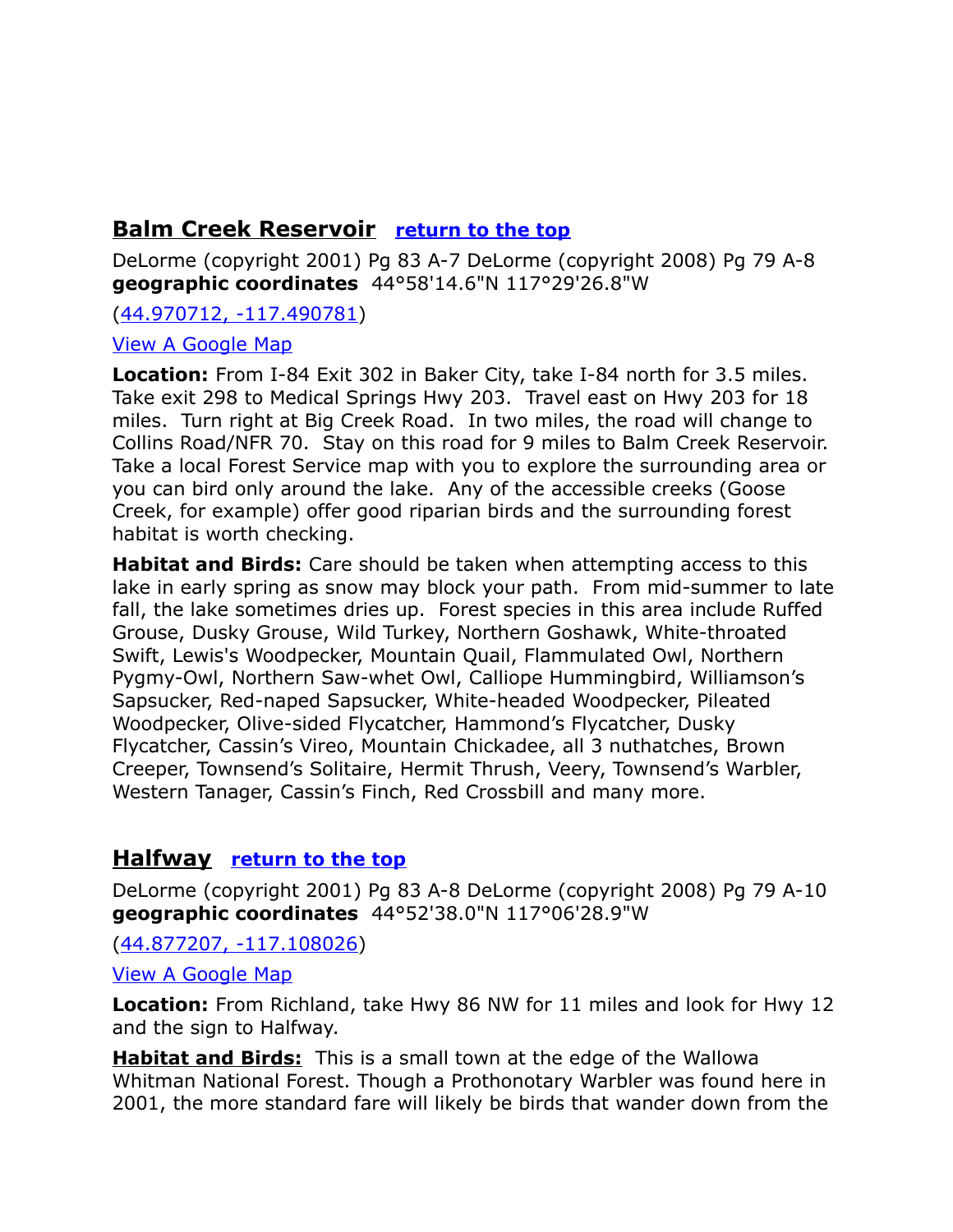## Balm Creek Reservoir [return to the top]

DeLorme (copyright 2001) Pg 83 A-7 DeLorme (copyright 2008) Pg 79 A-8
**geographic coordinates** 44°58'14.6"N 117°29'26.8"W

(44.970712, -117.490781)

View A Google Map

**Location:** From I-84 Exit 302 in Baker City, take I-84 north for 3.5 miles. Take exit 298 to Medical Springs Hwy 203. Travel east on Hwy 203 for 18 miles. Turn right at Big Creek Road. In two miles, the road will change to Collins Road/NFR 70. Stay on this road for 9 miles to Balm Creek Reservoir. Take a local Forest Service map with you to explore the surrounding area or you can bird only around the lake. Any of the accessible creeks (Goose Creek, for example) offer good riparian birds and the surrounding forest habitat is worth checking.

**Habitat and Birds:** Care should be taken when attempting access to this lake in early spring as snow may block your path. From mid-summer to late fall, the lake sometimes dries up. Forest species in this area include Ruffed Grouse, Dusky Grouse, Wild Turkey, Northern Goshawk, White-throated Swift, Lewis's Woodpecker, Mountain Quail, Flammulated Owl, Northern Pygmy-Owl, Northern Saw-whet Owl, Calliope Hummingbird, Williamson's Sapsucker, Red-naped Sapsucker, White-headed Woodpecker, Pileated Woodpecker, Olive-sided Flycatcher, Hammond's Flycatcher, Dusky Flycatcher, Cassin's Vireo, Mountain Chickadee, all 3 nuthatches, Brown Creeper, Townsend's Solitaire, Hermit Thrush, Veery, Townsend's Warbler, Western Tanager, Cassin's Finch, Red Crossbill and many more.

## Halfway [return to the top]

DeLorme (copyright 2001) Pg 83 A-8 DeLorme (copyright 2008) Pg 79 A-10
**geographic coordinates** 44°52'38.0"N 117°06'28.9"W

(44.877207, -117.108026)

View A Google Map

**Location:** From Richland, take Hwy 86 NW for 11 miles and look for Hwy 12 and the sign to Halfway.

**Habitat and Birds:** This is a small town at the edge of the Wallowa Whitman National Forest. Though a Prothonotary Warbler was found here in 2001, the more standard fare will likely be birds that wander down from the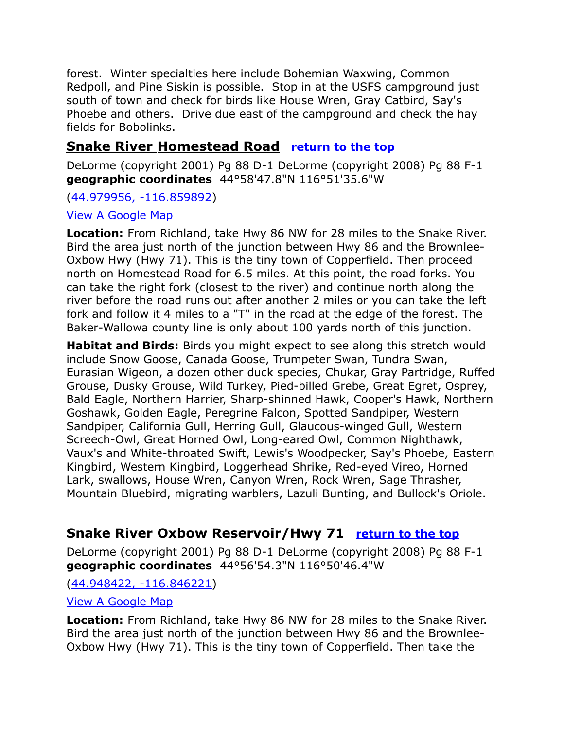forest. Winter specialties here include Bohemian Waxwing, Common Redpoll, and Pine Siskin is possible. Stop in at the USFS campground just south of town and check for birds like House Wren, Gray Catbird, Say's Phoebe and others. Drive due east of the campground and check the hay fields for Bobolinks.

## Snake River Homestead Road [return to the top]

DeLorme (copyright 2001) Pg 88 D-1 DeLorme (copyright 2008) Pg 88 F-1
**geographic coordinates** 44°58'47.8"N 116°51'35.6"W

(44.979956, -116.859892)

View A Google Map

**Location:** From Richland, take Hwy 86 NW for 28 miles to the Snake River. Bird the area just north of the junction between Hwy 86 and the Brownlee-Oxbow Hwy (Hwy 71). This is the tiny town of Copperfield. Then proceed north on Homestead Road for 6.5 miles. At this point, the road forks. You can take the right fork (closest to the river) and continue north along the river before the road runs out after another 2 miles or you can take the left fork and follow it 4 miles to a "T" in the road at the edge of the forest. The Baker-Wallowa county line is only about 100 yards north of this junction.

**Habitat and Birds:** Birds you might expect to see along this stretch would include Snow Goose, Canada Goose, Trumpeter Swan, Tundra Swan, Eurasian Wigeon, a dozen other duck species, Chukar, Gray Partridge, Ruffed Grouse, Dusky Grouse, Wild Turkey, Pied-billed Grebe, Great Egret, Osprey, Bald Eagle, Northern Harrier, Sharp-shinned Hawk, Cooper's Hawk, Northern Goshawk, Golden Eagle, Peregrine Falcon, Spotted Sandpiper, Western Sandpiper, California Gull, Herring Gull, Glaucous-winged Gull, Western Screech-Owl, Great Horned Owl, Long-eared Owl, Common Nighthawk, Vaux's and White-throated Swift, Lewis's Woodpecker, Say's Phoebe, Eastern Kingbird, Western Kingbird, Loggerhead Shrike, Red-eyed Vireo, Horned Lark, swallows, House Wren, Canyon Wren, Rock Wren, Sage Thrasher, Mountain Bluebird, migrating warblers, Lazuli Bunting, and Bullock's Oriole.

## Snake River Oxbow Reservoir/Hwy 71 [return to the top]

DeLorme (copyright 2001) Pg 88 D-1 DeLorme (copyright 2008) Pg 88 F-1
**geographic coordinates** 44°56'54.3"N 116°50'46.4"W

(44.948422, -116.846221)

View A Google Map

**Location:** From Richland, take Hwy 86 NW for 28 miles to the Snake River. Bird the area just north of the junction between Hwy 86 and the Brownlee-Oxbow Hwy (Hwy 71). This is the tiny town of Copperfield. Then take the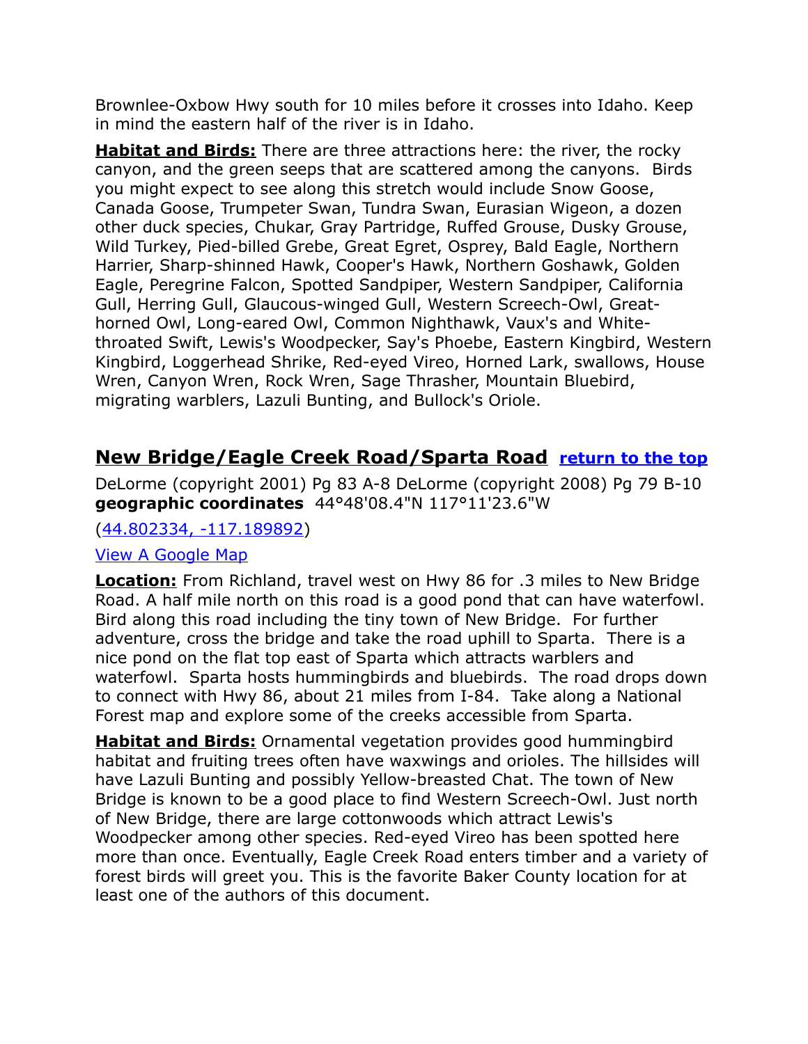Brownlee-Oxbow Hwy south for 10 miles before it crosses into Idaho. Keep in mind the eastern half of the river is in Idaho.

**Habitat and Birds:** There are three attractions here: the river, the rocky canyon, and the green seeps that are scattered among the canyons. Birds you might expect to see along this stretch would include Snow Goose, Canada Goose, Trumpeter Swan, Tundra Swan, Eurasian Wigeon, a dozen other duck species, Chukar, Gray Partridge, Ruffed Grouse, Dusky Grouse, Wild Turkey, Pied-billed Grebe, Great Egret, Osprey, Bald Eagle, Northern Harrier, Sharp-shinned Hawk, Cooper's Hawk, Northern Goshawk, Golden Eagle, Peregrine Falcon, Spotted Sandpiper, Western Sandpiper, California Gull, Herring Gull, Glaucous-winged Gull, Western Screech-Owl, Great-horned Owl, Long-eared Owl, Common Nighthawk, Vaux's and White-throated Swift, Lewis's Woodpecker, Say's Phoebe, Eastern Kingbird, Western Kingbird, Loggerhead Shrike, Red-eyed Vireo, Horned Lark, swallows, House Wren, Canyon Wren, Rock Wren, Sage Thrasher, Mountain Bluebird, migrating warblers, Lazuli Bunting, and Bullock's Oriole.

## New Bridge/Eagle Creek Road/Sparta Road [return to the top]

DeLorme (copyright 2001) Pg 83 A-8 DeLorme (copyright 2008) Pg 79 B-10
**geographic coordinates** 44°48'08.4"N 117°11'23.6"W

(44.802334, -117.189892)

View A Google Map

**Location:** From Richland, travel west on Hwy 86 for .3 miles to New Bridge Road. A half mile north on this road is a good pond that can have waterfowl. Bird along this road including the tiny town of New Bridge. For further adventure, cross the bridge and take the road uphill to Sparta. There is a nice pond on the flat top east of Sparta which attracts warblers and waterfowl. Sparta hosts hummingbirds and bluebirds. The road drops down to connect with Hwy 86, about 21 miles from I-84. Take along a National Forest map and explore some of the creeks accessible from Sparta.

**Habitat and Birds:** Ornamental vegetation provides good hummingbird habitat and fruiting trees often have waxwings and orioles. The hillsides will have Lazuli Bunting and possibly Yellow-breasted Chat. The town of New Bridge is known to be a good place to find Western Screech-Owl. Just north of New Bridge, there are large cottonwoods which attract Lewis's Woodpecker among other species. Red-eyed Vireo has been spotted here more than once. Eventually, Eagle Creek Road enters timber and a variety of forest birds will greet you. This is the favorite Baker County location for at least one of the authors of this document.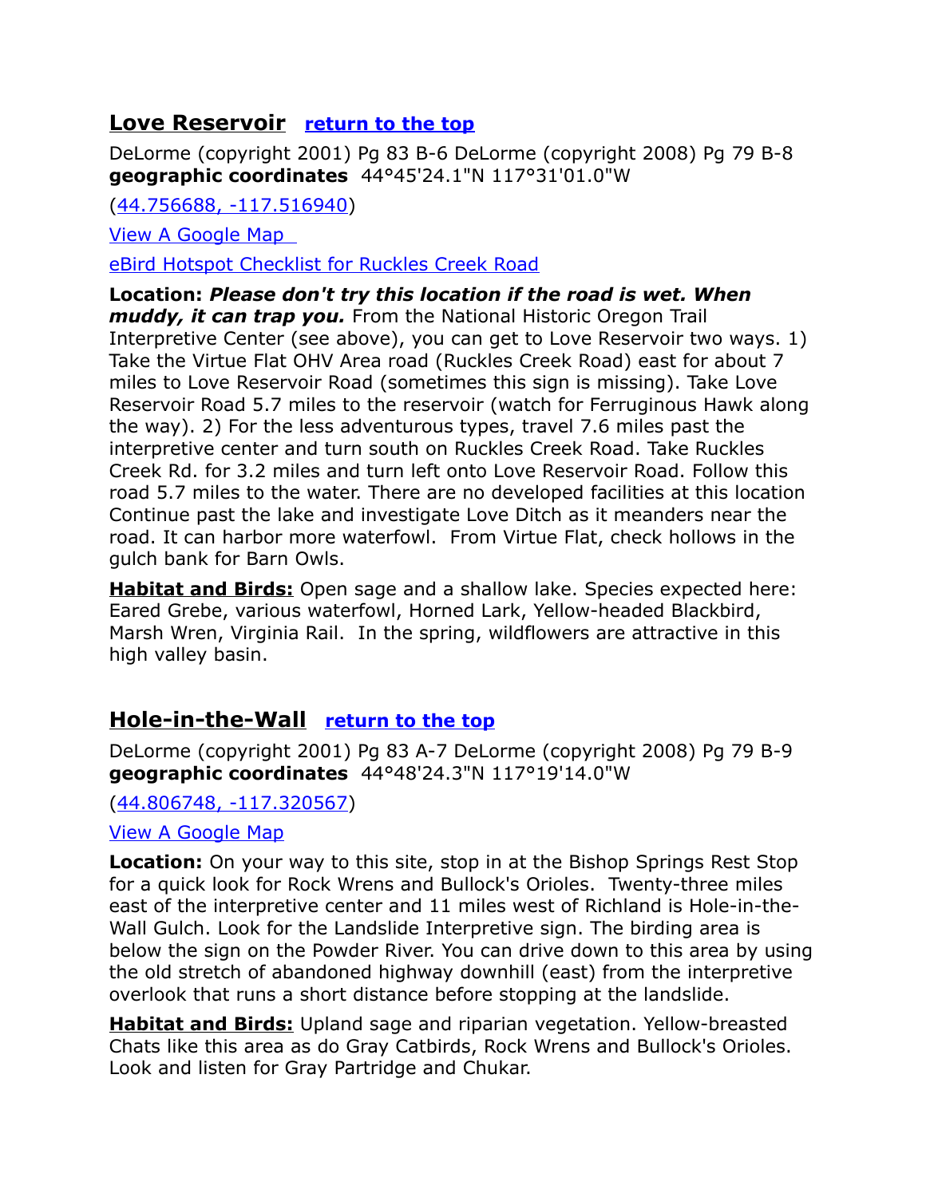## Love Reservoir [return to the top]

DeLorme (copyright 2001) Pg 83 B-6 DeLorme (copyright 2008) Pg 79 B-8
**geographic coordinates** 44°45'24.1"N 117°31'01.0"W

(44.756688, -117.516940)

View A Google Map

eBird Hotspot Checklist for Ruckles Creek Road

**Location:** ***Please don't try this location if the road is wet. When muddy, it can trap you.*** From the National Historic Oregon Trail Interpretive Center (see above), you can get to Love Reservoir two ways. 1) Take the Virtue Flat OHV Area road (Ruckles Creek Road) east for about 7 miles to Love Reservoir Road (sometimes this sign is missing). Take Love Reservoir Road 5.7 miles to the reservoir (watch for Ferruginous Hawk along the way). 2) For the less adventurous types, travel 7.6 miles past the interpretive center and turn south on Ruckles Creek Road. Take Ruckles Creek Rd. for 3.2 miles and turn left onto Love Reservoir Road. Follow this road 5.7 miles to the water. There are no developed facilities at this location Continue past the lake and investigate Love Ditch as it meanders near the road. It can harbor more waterfowl. From Virtue Flat, check hollows in the gulch bank for Barn Owls.

**Habitat and Birds:** Open sage and a shallow lake. Species expected here: Eared Grebe, various waterfowl, Horned Lark, Yellow-headed Blackbird, Marsh Wren, Virginia Rail. In the spring, wildflowers are attractive in this high valley basin.

## Hole-in-the-Wall [return to the top]

DeLorme (copyright 2001) Pg 83 A-7 DeLorme (copyright 2008) Pg 79 B-9
**geographic coordinates** 44°48'24.3"N 117°19'14.0"W

(44.806748, -117.320567)

View A Google Map

**Location:** On your way to this site, stop in at the Bishop Springs Rest Stop for a quick look for Rock Wrens and Bullock's Orioles. Twenty-three miles east of the interpretive center and 11 miles west of Richland is Hole-in-the-Wall Gulch. Look for the Landslide Interpretive sign. The birding area is below the sign on the Powder River. You can drive down to this area by using the old stretch of abandoned highway downhill (east) from the interpretive overlook that runs a short distance before stopping at the landslide.

**Habitat and Birds:** Upland sage and riparian vegetation. Yellow-breasted Chats like this area as do Gray Catbirds, Rock Wrens and Bullock's Orioles. Look and listen for Gray Partridge and Chukar.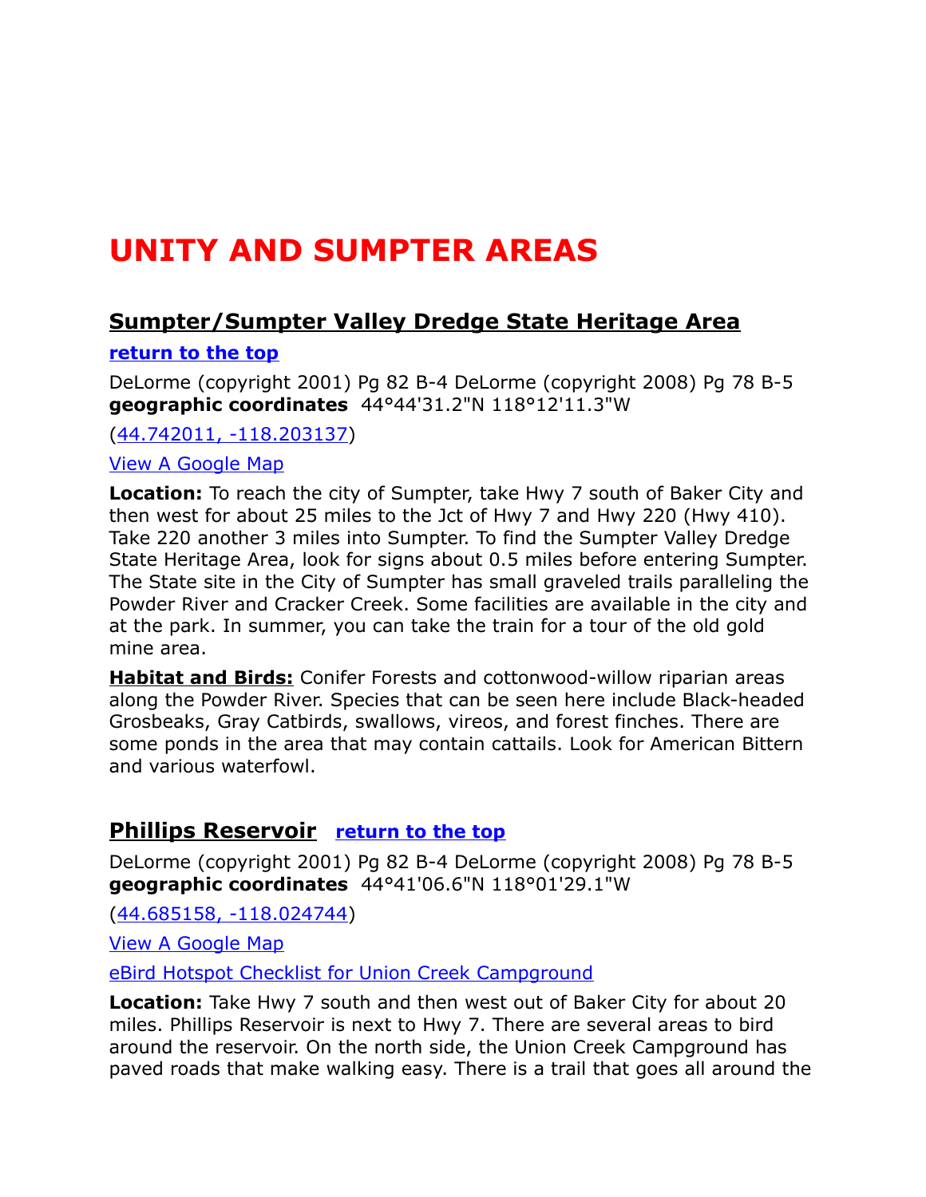# UNITY AND SUMPTER AREAS

## Sumpter/Sumpter Valley Dredge State Heritage Area

**return to the top**

DeLorme (copyright 2001) Pg 82 B-4 DeLorme (copyright 2008) Pg 78 B-5
**geographic coordinates** 44°44'31.2"N 118°12'11.3"W

(44.742011, -118.203137)

View A Google Map

**Location:** To reach the city of Sumpter, take Hwy 7 south of Baker City and then west for about 25 miles to the Jct of Hwy 7 and Hwy 220 (Hwy 410). Take 220 another 3 miles into Sumpter. To find the Sumpter Valley Dredge State Heritage Area, look for signs about 0.5 miles before entering Sumpter. The State site in the City of Sumpter has small graveled trails paralleling the Powder River and Cracker Creek. Some facilities are available in the city and at the park. In summer, you can take the train for a tour of the old gold mine area.

**Habitat and Birds:** Conifer Forests and cottonwood-willow riparian areas along the Powder River. Species that can be seen here include Black-headed Grosbeaks, Gray Catbirds, swallows, vireos, and forest finches. There are some ponds in the area that may contain cattails. Look for American Bittern and various waterfowl.

## Phillips Reservoir **return to the top**

DeLorme (copyright 2001) Pg 82 B-4 DeLorme (copyright 2008) Pg 78 B-5
**geographic coordinates** 44°41'06.6"N 118°01'29.1"W

(44.685158, -118.024744)

View A Google Map

eBird Hotspot Checklist for Union Creek Campground

**Location:** Take Hwy 7 south and then west out of Baker City for about 20 miles. Phillips Reservoir is next to Hwy 7. There are several areas to bird around the reservoir. On the north side, the Union Creek Campground has paved roads that make walking easy. There is a trail that goes all around the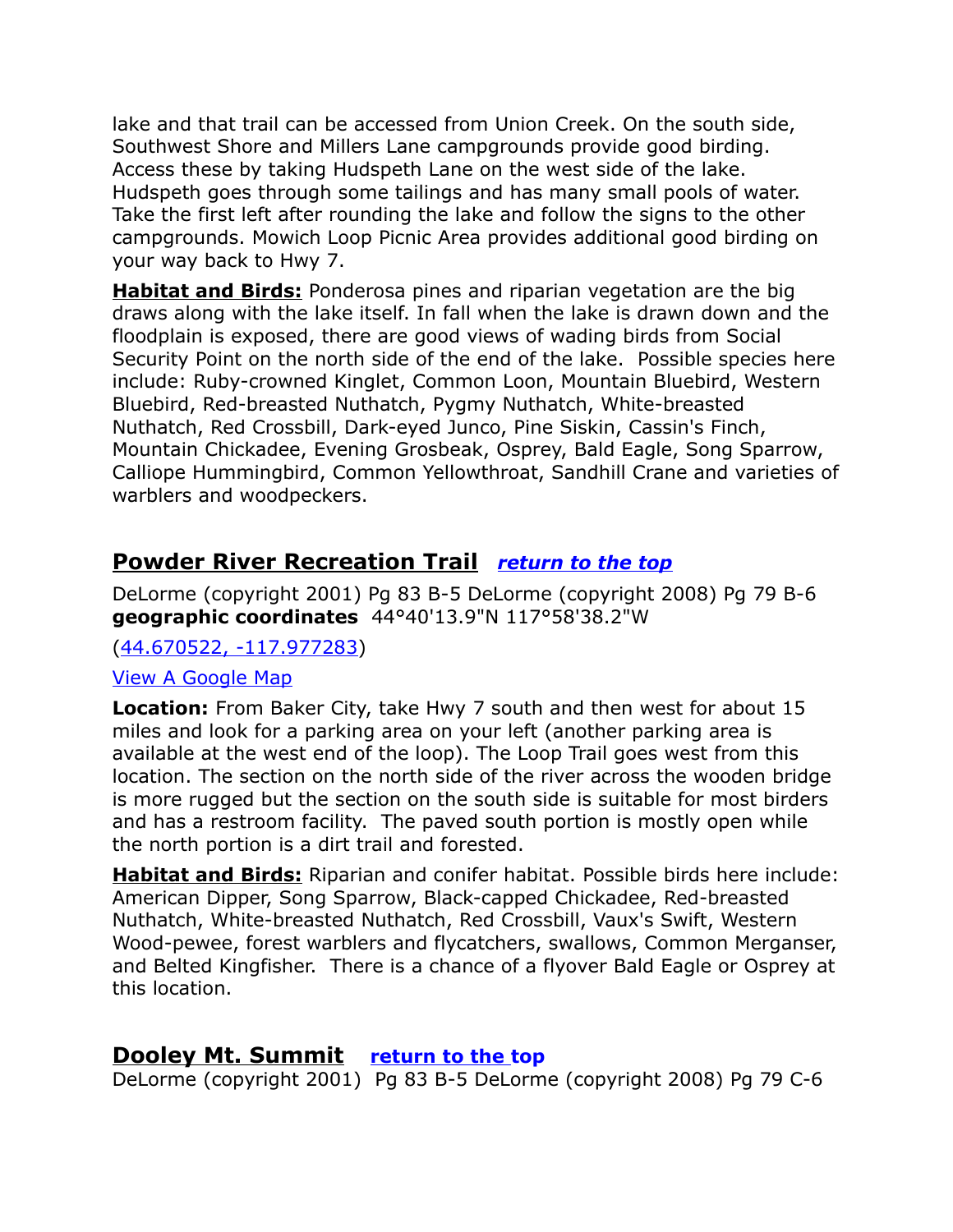lake and that trail can be accessed from Union Creek. On the south side, Southwest Shore and Millers Lane campgrounds provide good birding. Access these by taking Hudspeth Lane on the west side of the lake. Hudspeth goes through some tailings and has many small pools of water. Take the first left after rounding the lake and follow the signs to the other campgrounds. Mowich Loop Picnic Area provides additional good birding on your way back to Hwy 7.

**Habitat and Birds:** Ponderosa pines and riparian vegetation are the big draws along with the lake itself. In fall when the lake is drawn down and the floodplain is exposed, there are good views of wading birds from Social Security Point on the north side of the end of the lake. Possible species here include: Ruby-crowned Kinglet, Common Loon, Mountain Bluebird, Western Bluebird, Red-breasted Nuthatch, Pygmy Nuthatch, White-breasted Nuthatch, Red Crossbill, Dark-eyed Junco, Pine Siskin, Cassin's Finch, Mountain Chickadee, Evening Grosbeak, Osprey, Bald Eagle, Song Sparrow, Calliope Hummingbird, Common Yellowthroat, Sandhill Crane and varieties of warblers and woodpeckers.

## Powder River Recreation Trail *return to the top*

DeLorme (copyright 2001) Pg 83 B-5 DeLorme (copyright 2008) Pg 79 B-6
**geographic coordinates** 44°40'13.9"N 117°58'38.2"W

(44.670522, -117.977283)

View A Google Map

**Location:** From Baker City, take Hwy 7 south and then west for about 15 miles and look for a parking area on your left (another parking area is available at the west end of the loop). The Loop Trail goes west from this location. The section on the north side of the river across the wooden bridge is more rugged but the section on the south side is suitable for most birders and has a restroom facility. The paved south portion is mostly open while the north portion is a dirt trail and forested.

**Habitat and Birds:** Riparian and conifer habitat. Possible birds here include: American Dipper, Song Sparrow, Black-capped Chickadee, Red-breasted Nuthatch, White-breasted Nuthatch, Red Crossbill, Vaux's Swift, Western Wood-pewee, forest warblers and flycatchers, swallows, Common Merganser, and Belted Kingfisher. There is a chance of a flyover Bald Eagle or Osprey at this location.

## Dooley Mt. Summit **return to the top**

DeLorme (copyright 2001) Pg 83 B-5 DeLorme (copyright 2008) Pg 79 C-6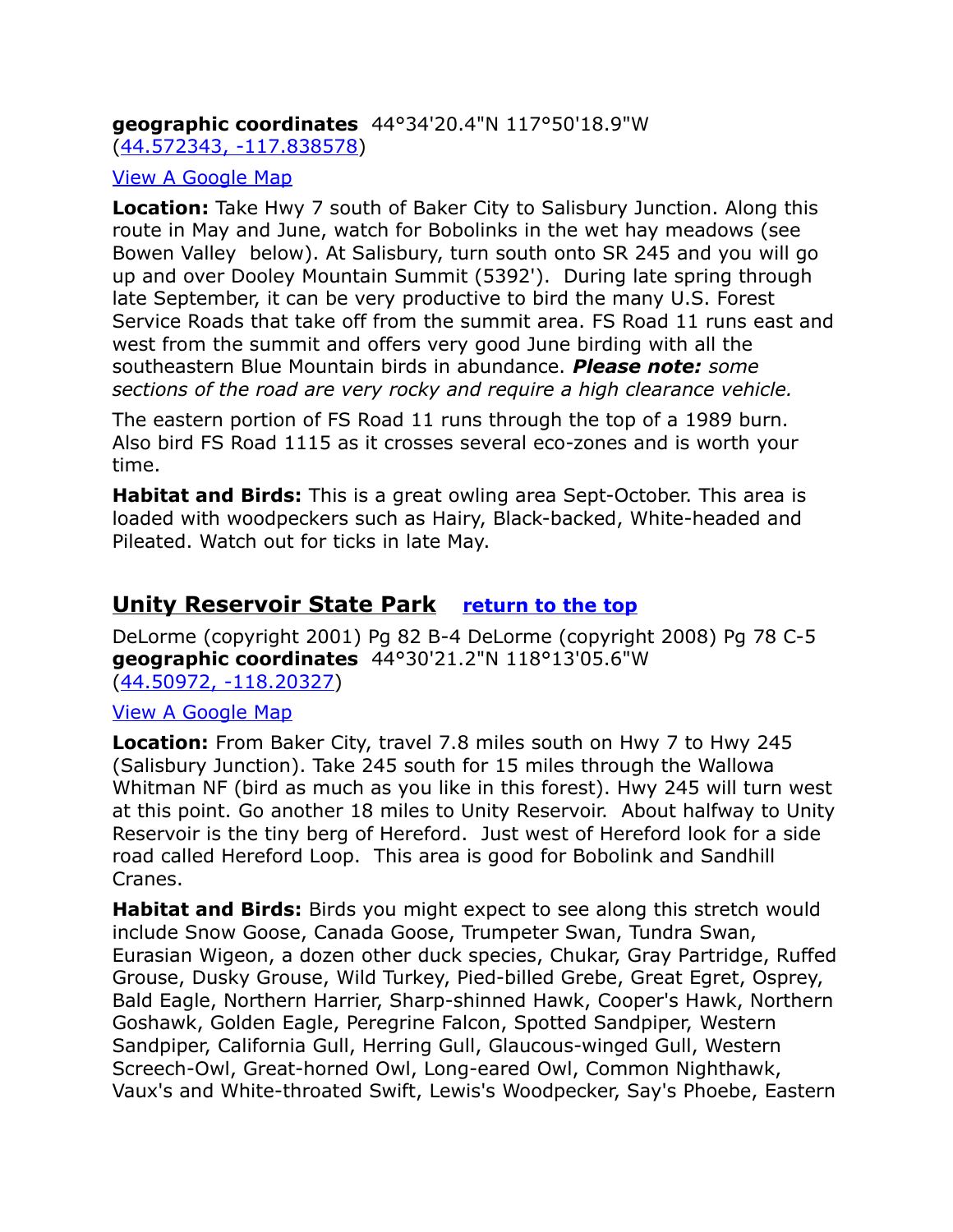**geographic coordinates** 44°34'20.4"N 117°50'18.9"W ([44.572343, -117.838578](44.572343, -117.838578))

[View A Google Map]()

**Location:** Take Hwy 7 south of Baker City to Salisbury Junction. Along this route in May and June, watch for Bobolinks in the wet hay meadows (see Bowen Valley below). At Salisbury, turn south onto SR 245 and you will go up and over Dooley Mountain Summit (5392'). During late spring through late September, it can be very productive to bird the many U.S. Forest Service Roads that take off from the summit area. FS Road 11 runs east and west from the summit and offers very good June birding with all the southeastern Blue Mountain birds in abundance. ***Please note:*** *some sections of the road are very rocky and require a high clearance vehicle.*

The eastern portion of FS Road 11 runs through the top of a 1989 burn. Also bird FS Road 1115 as it crosses several eco-zones and is worth your time.

**Habitat and Birds:** This is a great owling area Sept-October. This area is loaded with woodpeckers such as Hairy, Black-backed, White-headed and Pileated. Watch out for ticks in late May.

## Unity Reservoir State Park    [return to the top]()

DeLorme (copyright 2001) Pg 82 B-4 DeLorme (copyright 2008) Pg 78 C-5
**geographic coordinates** 44°30'21.2"N 118°13'05.6"W ([44.50972, -118.20327](44.50972, -118.20327))

[View A Google Map]()

**Location:** From Baker City, travel 7.8 miles south on Hwy 7 to Hwy 245 (Salisbury Junction). Take 245 south for 15 miles through the Wallowa Whitman NF (bird as much as you like in this forest). Hwy 245 will turn west at this point. Go another 18 miles to Unity Reservoir. About halfway to Unity Reservoir is the tiny berg of Hereford. Just west of Hereford look for a side road called Hereford Loop. This area is good for Bobolink and Sandhill Cranes.

**Habitat and Birds:** Birds you might expect to see along this stretch would include Snow Goose, Canada Goose, Trumpeter Swan, Tundra Swan, Eurasian Wigeon, a dozen other duck species, Chukar, Gray Partridge, Ruffed Grouse, Dusky Grouse, Wild Turkey, Pied-billed Grebe, Great Egret, Osprey, Bald Eagle, Northern Harrier, Sharp-shinned Hawk, Cooper's Hawk, Northern Goshawk, Golden Eagle, Peregrine Falcon, Spotted Sandpiper, Western Sandpiper, California Gull, Herring Gull, Glaucous-winged Gull, Western Screech-Owl, Great-horned Owl, Long-eared Owl, Common Nighthawk, Vaux's and White-throated Swift, Lewis's Woodpecker, Say's Phoebe, Eastern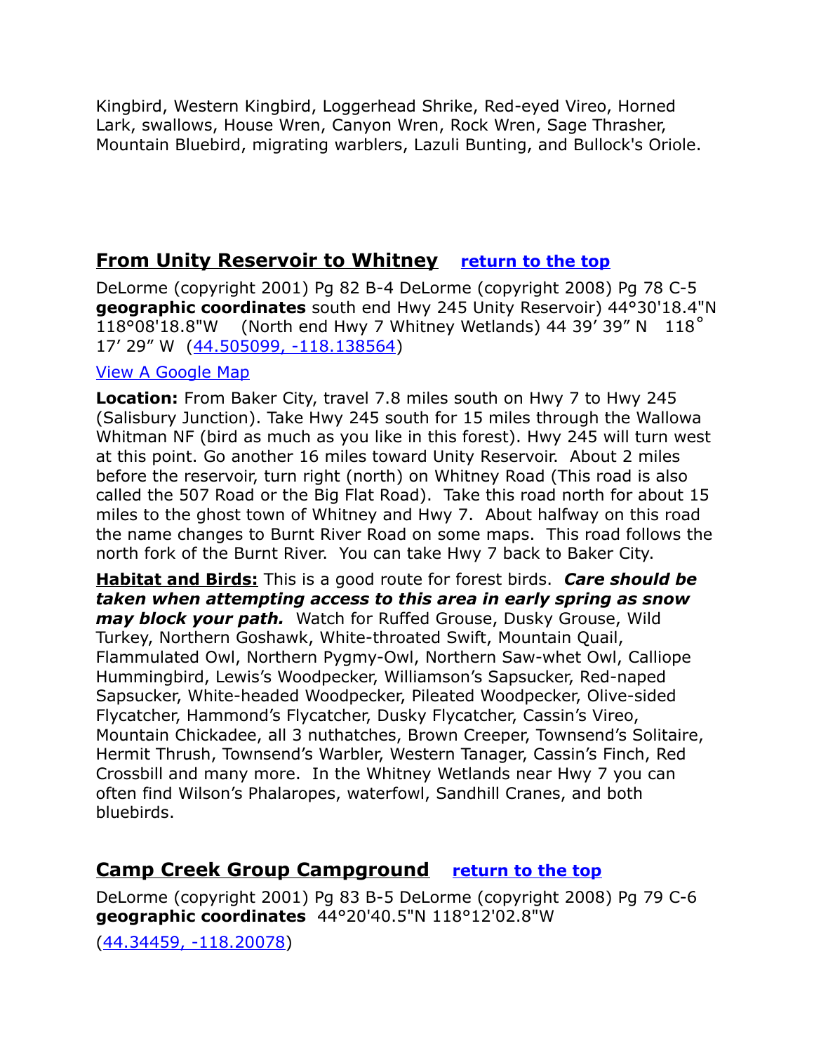Kingbird, Western Kingbird, Loggerhead Shrike, Red-eyed Vireo, Horned Lark, swallows, House Wren, Canyon Wren, Rock Wren, Sage Thrasher, Mountain Bluebird, migrating warblers, Lazuli Bunting, and Bullock's Oriole.

## From Unity Reservoir to Whitney [return to the top]

DeLorme (copyright 2001) Pg 82 B-4 DeLorme (copyright 2008) Pg 78 C-5 **geographic coordinates** south end Hwy 245 Unity Reservoir) 44°30'18.4"N 118°08'18.8"W (North end Hwy 7 Whitney Wetlands) 44 39' 39" N 118° 17' 29" W (44.505099, -118.138564)

View A Google Map

**Location:** From Baker City, travel 7.8 miles south on Hwy 7 to Hwy 245 (Salisbury Junction). Take Hwy 245 south for 15 miles through the Wallowa Whitman NF (bird as much as you like in this forest). Hwy 245 will turn west at this point. Go another 16 miles toward Unity Reservoir. About 2 miles before the reservoir, turn right (north) on Whitney Road (This road is also called the 507 Road or the Big Flat Road). Take this road north for about 15 miles to the ghost town of Whitney and Hwy 7. About halfway on this road the name changes to Burnt River Road on some maps. This road follows the north fork of the Burnt River. You can take Hwy 7 back to Baker City.

**Habitat and Birds:** This is a good route for forest birds. ***Care should be taken when attempting access to this area in early spring as snow may block your path.*** Watch for Ruffed Grouse, Dusky Grouse, Wild Turkey, Northern Goshawk, White-throated Swift, Mountain Quail, Flammulated Owl, Northern Pygmy-Owl, Northern Saw-whet Owl, Calliope Hummingbird, Lewis's Woodpecker, Williamson's Sapsucker, Red-naped Sapsucker, White-headed Woodpecker, Pileated Woodpecker, Olive-sided Flycatcher, Hammond's Flycatcher, Dusky Flycatcher, Cassin's Vireo, Mountain Chickadee, all 3 nuthatches, Brown Creeper, Townsend's Solitaire, Hermit Thrush, Townsend's Warbler, Western Tanager, Cassin's Finch, Red Crossbill and many more. In the Whitney Wetlands near Hwy 7 you can often find Wilson's Phalaropes, waterfowl, Sandhill Cranes, and both bluebirds.

## Camp Creek Group Campground [return to the top]

DeLorme (copyright 2001) Pg 83 B-5 DeLorme (copyright 2008) Pg 79 C-6 **geographic coordinates** 44°20'40.5"N 118°12'02.8"W

(44.34459, -118.20078)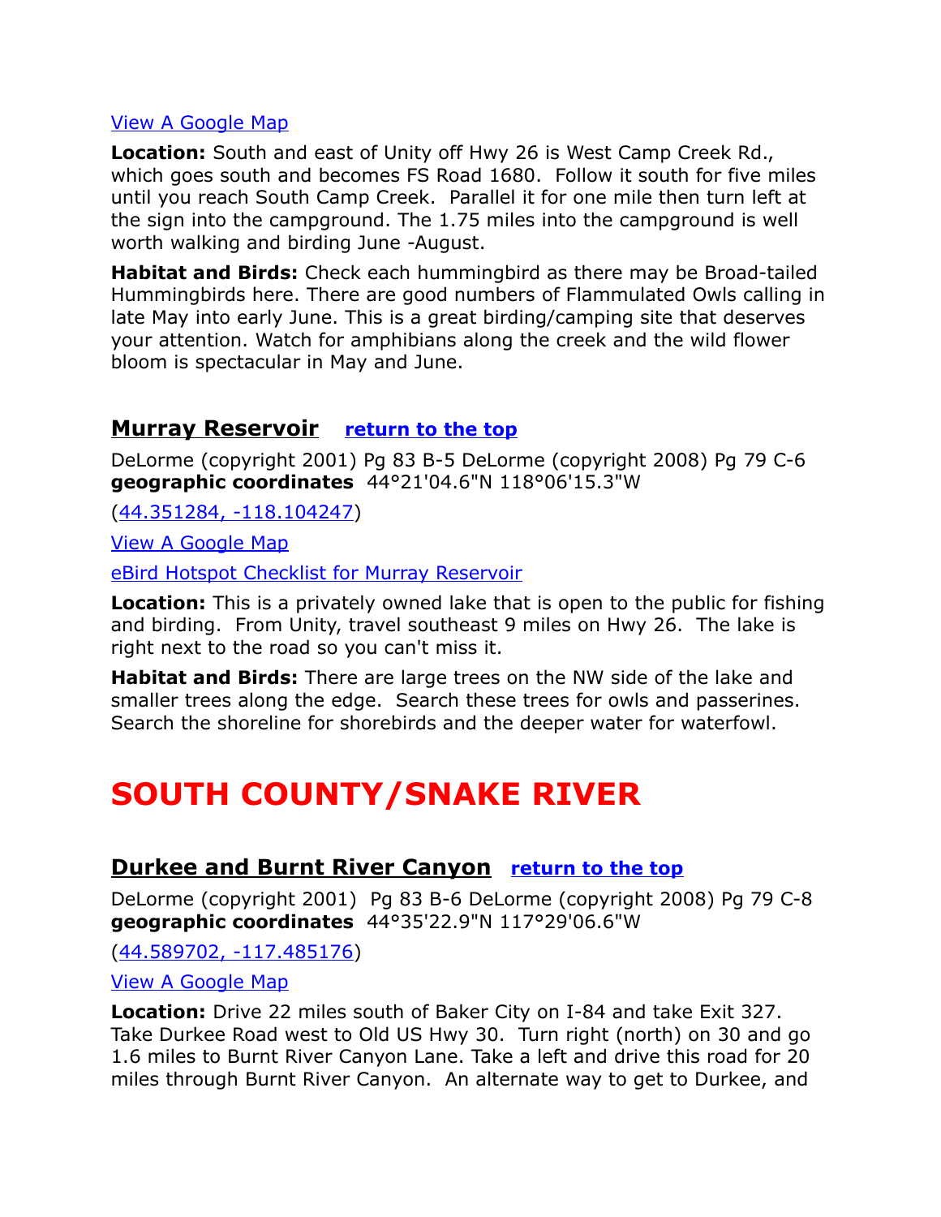[View A Google Map]

**Location:** South and east of Unity off Hwy 26 is West Camp Creek Rd., which goes south and becomes FS Road 1680.  Follow it south for five miles until you reach South Camp Creek.  Parallel it for one mile then turn left at the sign into the campground. The 1.75 miles into the campground is well worth walking and birding June -August.

**Habitat and Birds:** Check each hummingbird as there may be Broad-tailed Hummingbirds here. There are good numbers of Flammulated Owls calling in late May into early June. This is a great birding/camping site that deserves your attention. Watch for amphibians along the creek and the wild flower bloom is spectacular in May and June.

## Murray Reservoir   return to the top

DeLorme (copyright 2001) Pg 83 B-5 DeLorme (copyright 2008) Pg 79 C-6
**geographic coordinates**  44°21'04.6"N 118°06'15.3"W

(44.351284, -118.104247)

View A Google Map

eBird Hotspot Checklist for Murray Reservoir

**Location:** This is a privately owned lake that is open to the public for fishing and birding.  From Unity, travel southeast 9 miles on Hwy 26.  The lake is right next to the road so you can't miss it.

**Habitat and Birds:** There are large trees on the NW side of the lake and smaller trees along the edge.  Search these trees for owls and passerines.  Search the shoreline for shorebirds and the deeper water for waterfowl.

# SOUTH COUNTY/SNAKE RIVER

## Durkee and Burnt River Canyon   return to the top

DeLorme (copyright 2001)  Pg 83 B-6 DeLorme (copyright 2008) Pg 79 C-8
**geographic coordinates**  44°35'22.9"N 117°29'06.6"W

(44.589702, -117.485176)

View A Google Map

**Location:** Drive 22 miles south of Baker City on I-84 and take Exit 327. Take Durkee Road west to Old US Hwy 30.  Turn right (north) on 30 and go 1.6 miles to Burnt River Canyon Lane. Take a left and drive this road for 20 miles through Burnt River Canyon.  An alternate way to get to Durkee, and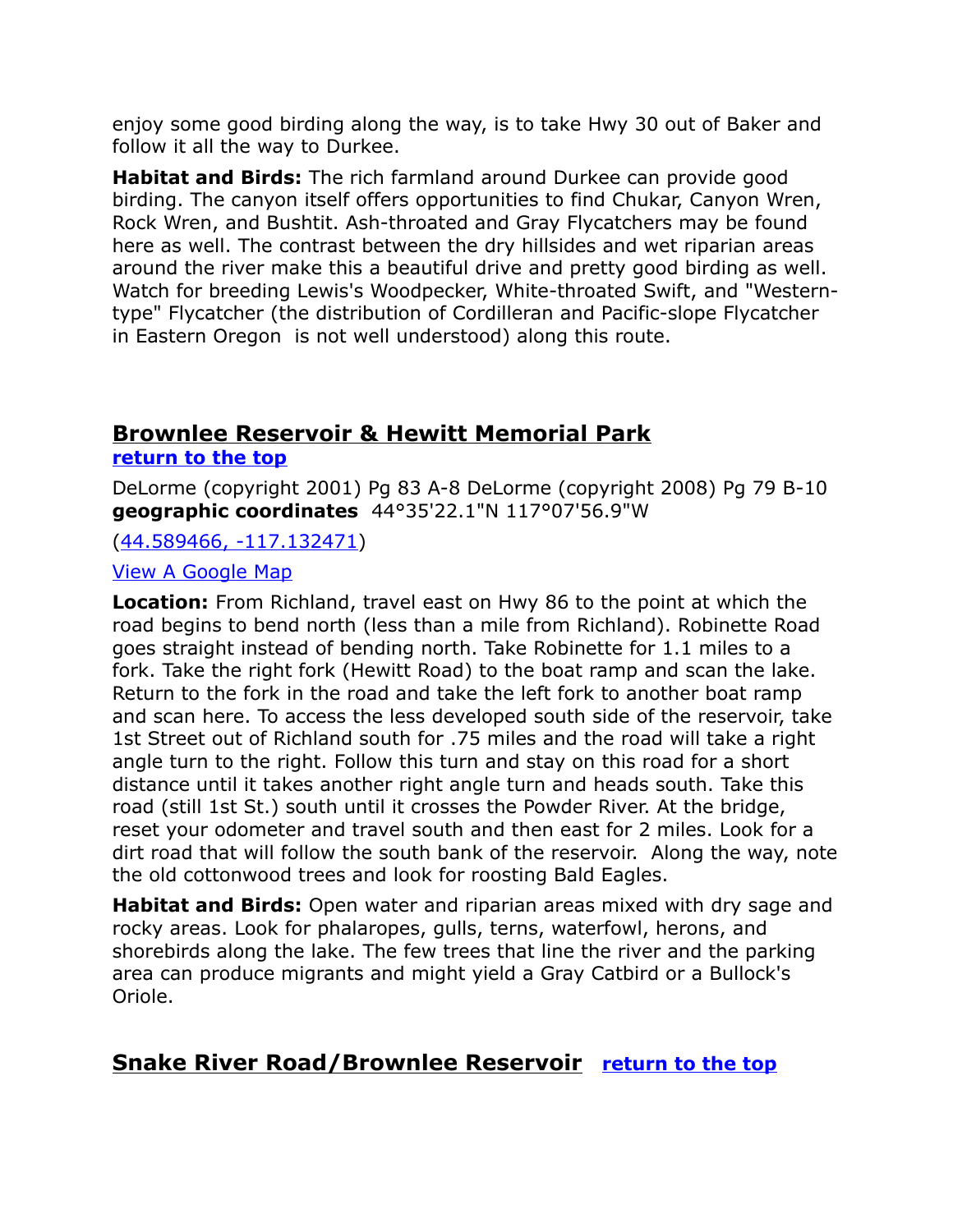enjoy some good birding along the way, is to take Hwy 30 out of Baker and follow it all the way to Durkee.

**Habitat and Birds:** The rich farmland around Durkee can provide good birding. The canyon itself offers opportunities to find Chukar, Canyon Wren, Rock Wren, and Bushtit. Ash-throated and Gray Flycatchers may be found here as well. The contrast between the dry hillsides and wet riparian areas around the river make this a beautiful drive and pretty good birding as well. Watch for breeding Lewis's Woodpecker, White-throated Swift, and "Western-type" Flycatcher (the distribution of Cordilleran and Pacific-slope Flycatcher in Eastern Oregon is not well understood) along this route.

## Brownlee Reservoir & Hewitt Memorial Park

**return to the top**

DeLorme (copyright 2001) Pg 83 A-8 DeLorme (copyright 2008) Pg 79 B-10
**geographic coordinates** 44°35'22.1"N 117°07'56.9"W

(44.589466, -117.132471)

View A Google Map

**Location:** From Richland, travel east on Hwy 86 to the point at which the road begins to bend north (less than a mile from Richland). Robinette Road goes straight instead of bending north. Take Robinette for 1.1 miles to a fork. Take the right fork (Hewitt Road) to the boat ramp and scan the lake. Return to the fork in the road and take the left fork to another boat ramp and scan here. To access the less developed south side of the reservoir, take 1st Street out of Richland south for .75 miles and the road will take a right angle turn to the right. Follow this turn and stay on this road for a short distance until it takes another right angle turn and heads south. Take this road (still 1st St.) south until it crosses the Powder River. At the bridge, reset your odometer and travel south and then east for 2 miles. Look for a dirt road that will follow the south bank of the reservoir. Along the way, note the old cottonwood trees and look for roosting Bald Eagles.

**Habitat and Birds:** Open water and riparian areas mixed with dry sage and rocky areas. Look for phalaropes, gulls, terns, waterfowl, herons, and shorebirds along the lake. The few trees that line the river and the parking area can produce migrants and might yield a Gray Catbird or a Bullock's Oriole.

## Snake River Road/Brownlee Reservoir **return to the top**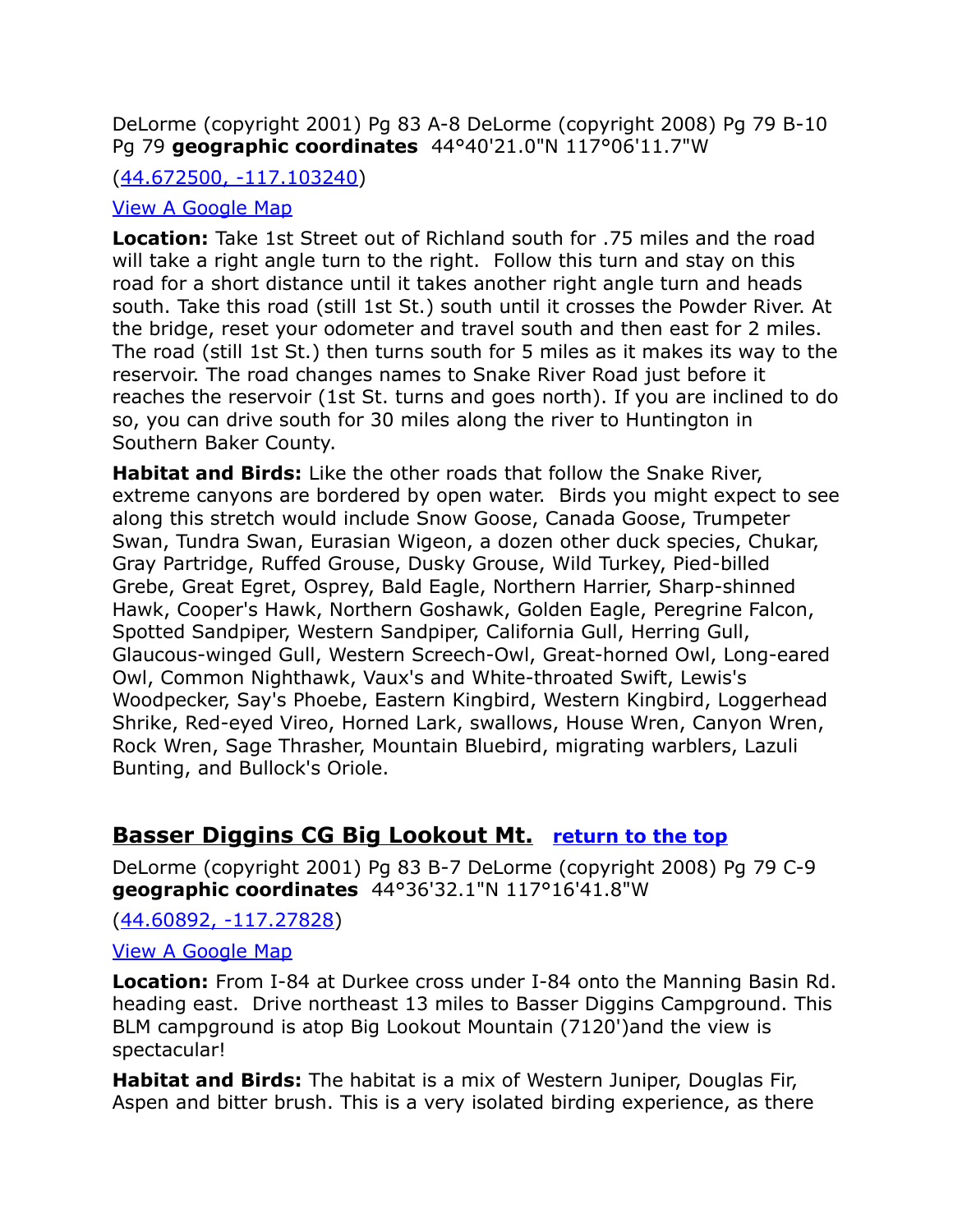DeLorme (copyright 2001) Pg 83 A-8 DeLorme (copyright 2008) Pg 79 B-10 Pg 79 **geographic coordinates** 44°40'21.0"N 117°06'11.7"W

([44.672500, -117.103240](44.672500, -117.103240))

[View A Google Map](View A Google Map)

**Location:** Take 1st Street out of Richland south for .75 miles and the road will take a right angle turn to the right. Follow this turn and stay on this road for a short distance until it takes another right angle turn and heads south. Take this road (still 1st St.) south until it crosses the Powder River. At the bridge, reset your odometer and travel south and then east for 2 miles. The road (still 1st St.) then turns south for 5 miles as it makes its way to the reservoir. The road changes names to Snake River Road just before it reaches the reservoir (1st St. turns and goes north). If you are inclined to do so, you can drive south for 30 miles along the river to Huntington in Southern Baker County.

**Habitat and Birds:** Like the other roads that follow the Snake River, extreme canyons are bordered by open water. Birds you might expect to see along this stretch would include Snow Goose, Canada Goose, Trumpeter Swan, Tundra Swan, Eurasian Wigeon, a dozen other duck species, Chukar, Gray Partridge, Ruffed Grouse, Dusky Grouse, Wild Turkey, Pied-billed Grebe, Great Egret, Osprey, Bald Eagle, Northern Harrier, Sharp-shinned Hawk, Cooper's Hawk, Northern Goshawk, Golden Eagle, Peregrine Falcon, Spotted Sandpiper, Western Sandpiper, California Gull, Herring Gull, Glaucous-winged Gull, Western Screech-Owl, Great-horned Owl, Long-eared Owl, Common Nighthawk, Vaux's and White-throated Swift, Lewis's Woodpecker, Say's Phoebe, Eastern Kingbird, Western Kingbird, Loggerhead Shrike, Red-eyed Vireo, Horned Lark, swallows, House Wren, Canyon Wren, Rock Wren, Sage Thrasher, Mountain Bluebird, migrating warblers, Lazuli Bunting, and Bullock's Oriole.

## Basser Diggins CG Big Lookout Mt. [return to the top](return to the top)

DeLorme (copyright 2001) Pg 83 B-7 DeLorme (copyright 2008) Pg 79 C-9 **geographic coordinates** 44°36'32.1"N 117°16'41.8"W

([44.60892, -117.27828](44.60892, -117.27828))

[View A Google Map](View A Google Map)

**Location:** From I-84 at Durkee cross under I-84 onto the Manning Basin Rd. heading east. Drive northeast 13 miles to Basser Diggins Campground. This BLM campground is atop Big Lookout Mountain (7120')and the view is spectacular!

**Habitat and Birds:** The habitat is a mix of Western Juniper, Douglas Fir, Aspen and bitter brush. This is a very isolated birding experience, as there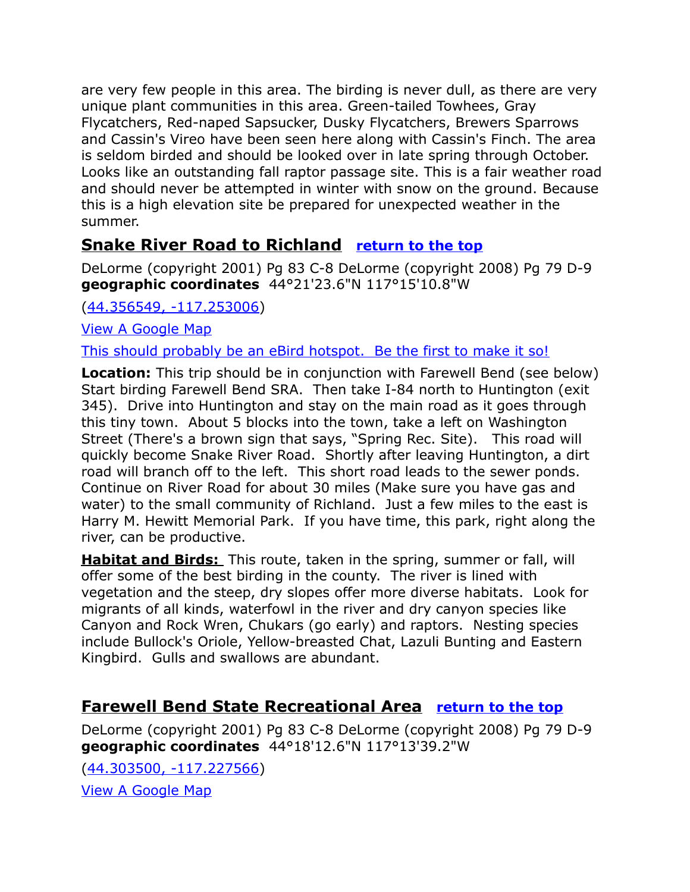are very few people in this area. The birding is never dull, as there are very unique plant communities in this area. Green-tailed Towhees, Gray Flycatchers, Red-naped Sapsucker, Dusky Flycatchers, Brewers Sparrows and Cassin's Vireo have been seen here along with Cassin's Finch. The area is seldom birded and should be looked over in late spring through October. Looks like an outstanding fall raptor passage site. This is a fair weather road and should never be attempted in winter with snow on the ground. Because this is a high elevation site be prepared for unexpected weather in the summer.

## Snake River Road to Richland [return to the top]

DeLorme (copyright 2001) Pg 83 C-8 DeLorme (copyright 2008) Pg 79 D-9
**geographic coordinates** 44°21'23.6"N 117°15'10.8"W

(44.356549, -117.253006)

View A Google Map

This should probably be an eBird hotspot. Be the first to make it so!

**Location:** This trip should be in conjunction with Farewell Bend (see below) Start birding Farewell Bend SRA. Then take I-84 north to Huntington (exit 345). Drive into Huntington and stay on the main road as it goes through this tiny town. About 5 blocks into the town, take a left on Washington Street (There's a brown sign that says, "Spring Rec. Site). This road will quickly become Snake River Road. Shortly after leaving Huntington, a dirt road will branch off to the left. This short road leads to the sewer ponds. Continue on River Road for about 30 miles (Make sure you have gas and water) to the small community of Richland. Just a few miles to the east is Harry M. Hewitt Memorial Park. If you have time, this park, right along the river, can be productive.

**Habitat and Birds:** This route, taken in the spring, summer or fall, will offer some of the best birding in the county. The river is lined with vegetation and the steep, dry slopes offer more diverse habitats. Look for migrants of all kinds, waterfowl in the river and dry canyon species like Canyon and Rock Wren, Chukars (go early) and raptors. Nesting species include Bullock's Oriole, Yellow-breasted Chat, Lazuli Bunting and Eastern Kingbird. Gulls and swallows are abundant.

## Farewell Bend State Recreational Area [return to the top]

DeLorme (copyright 2001) Pg 83 C-8 DeLorme (copyright 2008) Pg 79 D-9
**geographic coordinates** 44°18'12.6"N 117°13'39.2"W

(44.303500, -117.227566)

View A Google Map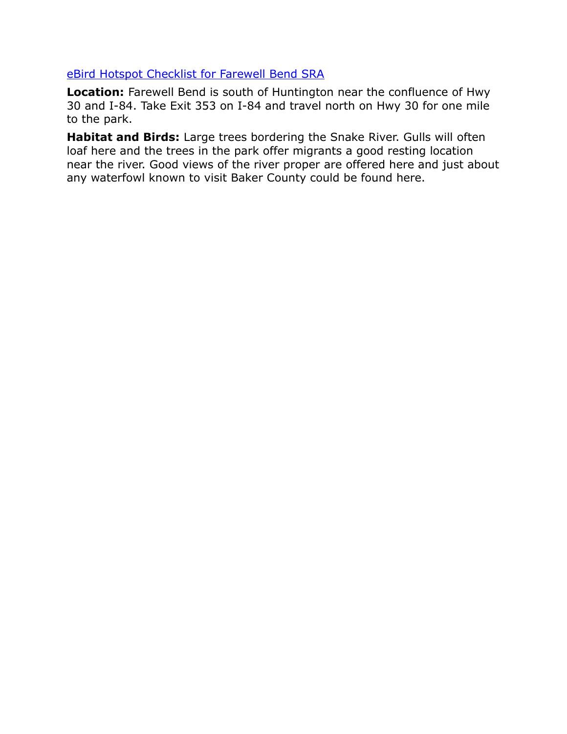[eBird Hotspot Checklist for Farewell Bend SRA]

**Location:** Farewell Bend is south of Huntington near the confluence of Hwy 30 and I-84. Take Exit 353 on I-84 and travel north on Hwy 30 for one mile to the park.

**Habitat and Birds:** Large trees bordering the Snake River. Gulls will often loaf here and the trees in the park offer migrants a good resting location near the river. Good views of the river proper are offered here and just about any waterfowl known to visit Baker County could be found here.